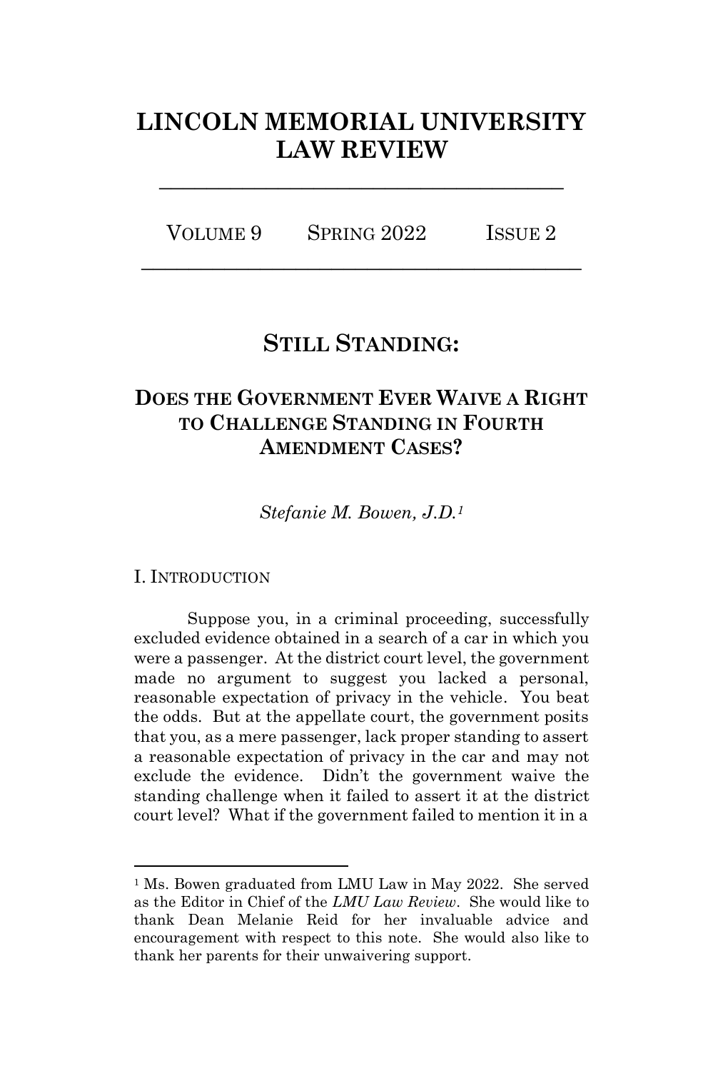# LINCOLN MEMORIAL UNIVERSITY LAW REVIEW

---

VOLUME 9 SPRING 2022 ISSUE 2

---

## STILL STANDING:

### DOES THE GOVERNMENT EVER WAIVE A RIGHT TO CHALLENGE STANDING IN FOURTH AMENDMENT CASES?

*Stefanie M. Bowen, J.D.*[1]

I. INTRODUCTION

Suppose you, in a criminal proceeding, successfully excluded evidence obtained in a search of a car in which you were a passenger. At the district court level, the government made no argument to suggest you lacked a personal, reasonable expectation of privacy in the vehicle. You beat the odds. But at the appellate court, the government posits that you, as a mere passenger, lack proper standing to assert a reasonable expectation of privacy in the car and may not exclude the evidence. Didn't the government waive the standing challenge when it failed to assert it at the district court level? What if the government failed to mention it in a

---

[1] Ms. Bowen graduated from LMU Law in May 2022. She served as the Editor in Chief of the *LMU Law Review*. She would like to thank Dean Melanie Reid for her invaluable advice and encouragement with respect to this note. She would also like to thank her parents for their unwaivering support.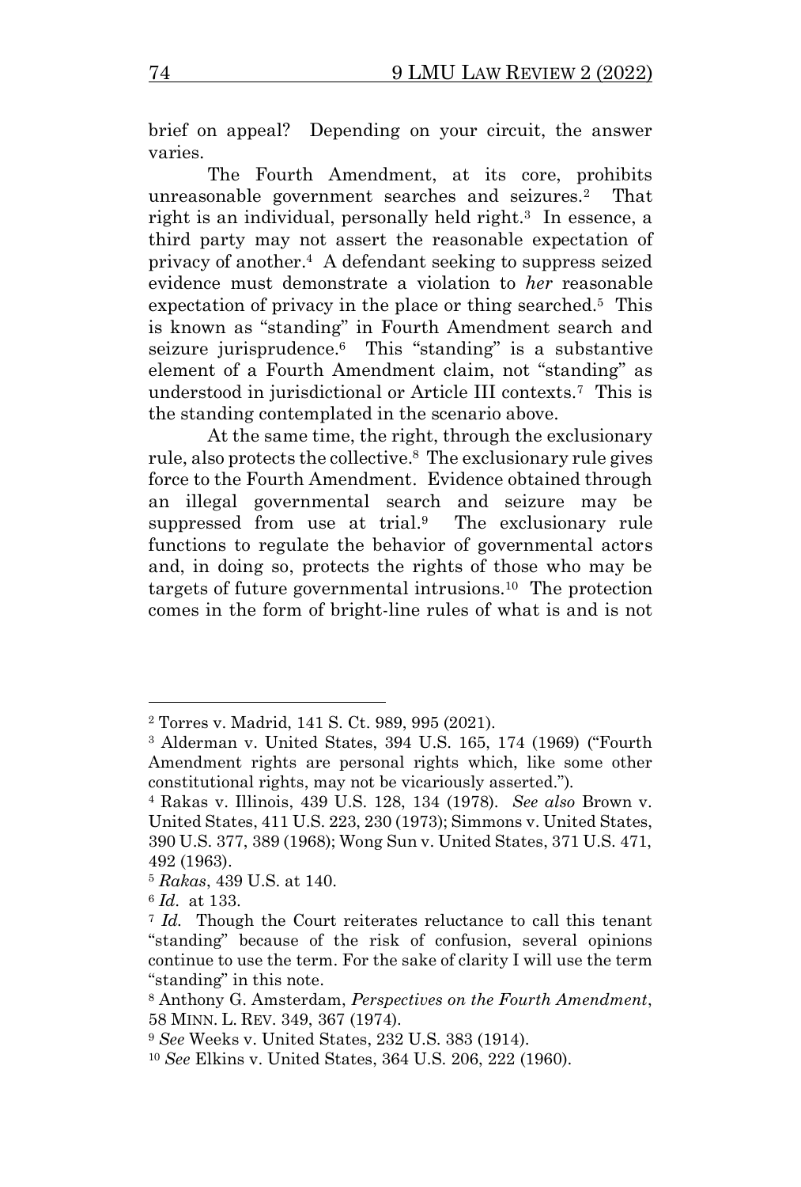brief on appeal? Depending on your circuit, the answer varies.

The Fourth Amendment, at its core, prohibits unreasonable government searches and seizures.[2] That right is an individual, personally held right.[3] In essence, a third party may not assert the reasonable expectation of privacy of another.[4] A defendant seeking to suppress seized evidence must demonstrate a violation to *her* reasonable expectation of privacy in the place or thing searched.[5] This is known as "standing" in Fourth Amendment search and seizure jurisprudence.[6] This "standing" is a substantive element of a Fourth Amendment claim, not "standing" as understood in jurisdictional or Article III contexts.[7] This is the standing contemplated in the scenario above.

At the same time, the right, through the exclusionary rule, also protects the collective.[8] The exclusionary rule gives force to the Fourth Amendment. Evidence obtained through an illegal governmental search and seizure may be suppressed from use at trial.[9] The exclusionary rule functions to regulate the behavior of governmental actors and, in doing so, protects the rights of those who may be targets of future governmental intrusions.[10] The protection comes in the form of bright-line rules of what is and is not

---

[2] Torres v. Madrid, 141 S. Ct. 989, 995 (2021).

[3] Alderman v. United States, 394 U.S. 165, 174 (1969) ("Fourth Amendment rights are personal rights which, like some other constitutional rights, may not be vicariously asserted.").

[4] Rakas v. Illinois, 439 U.S. 128, 134 (1978). *See also* Brown v. United States, 411 U.S. 223, 230 (1973); Simmons v. United States, 390 U.S. 377, 389 (1968); Wong Sun v. United States, 371 U.S. 471, 492 (1963).

[5] *Rakas*, 439 U.S. at 140.

[6] *Id.* at 133.

[7] *Id.* Though the Court reiterates reluctance to call this tenant "standing" because of the risk of confusion, several opinions continue to use the term. For the sake of clarity I will use the term "standing" in this note.

[8] Anthony G. Amsterdam, *Perspectives on the Fourth Amendment*, 58 MINN. L. REV. 349, 367 (1974).

[9] *See* Weeks v. United States, 232 U.S. 383 (1914).

[10] *See* Elkins v. United States, 364 U.S. 206, 222 (1960).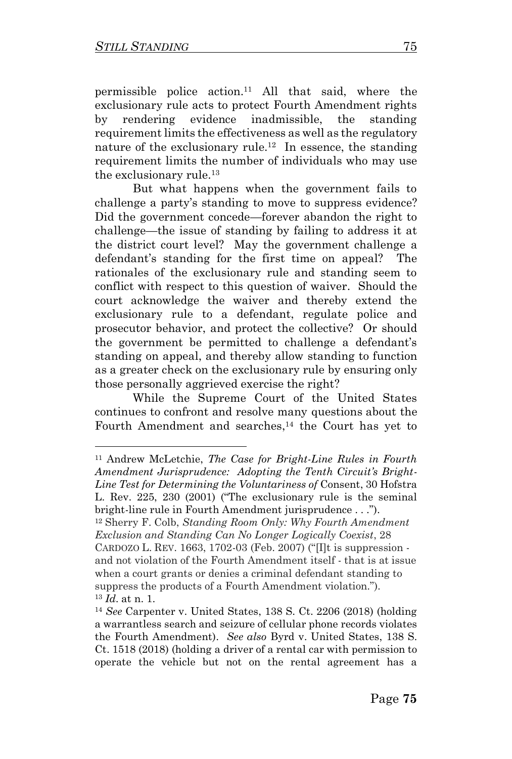permissible police action.[11] All that said, where the exclusionary rule acts to protect Fourth Amendment rights by rendering evidence inadmissible, the standing requirement limits the effectiveness as well as the regulatory nature of the exclusionary rule.[12] In essence, the standing requirement limits the number of individuals who may use the exclusionary rule.[13]

But what happens when the government fails to challenge a party's standing to move to suppress evidence? Did the government concede—forever abandon the right to challenge—the issue of standing by failing to address it at the district court level? May the government challenge a defendant's standing for the first time on appeal? The rationales of the exclusionary rule and standing seem to conflict with respect to this question of waiver. Should the court acknowledge the waiver and thereby extend the exclusionary rule to a defendant, regulate police and prosecutor behavior, and protect the collective? Or should the government be permitted to challenge a defendant's standing on appeal, and thereby allow standing to function as a greater check on the exclusionary rule by ensuring only those personally aggrieved exercise the right?

While the Supreme Court of the United States continues to confront and resolve many questions about the Fourth Amendment and searches,[14] the Court has yet to

---

[11] Andrew McLetchie, *The Case for Bright-Line Rules in Fourth Amendment Jurisprudence: Adopting the Tenth Circuit's Bright-Line Test for Determining the Voluntariness of* Consent, 30 Hofstra L. Rev. 225, 230 (2001) ("The exclusionary rule is the seminal bright-line rule in Fourth Amendment jurisprudence . . .").

[12] Sherry F. Colb, *Standing Room Only: Why Fourth Amendment Exclusion and Standing Can No Longer Logically Coexist*, 28 CARDOZO L. REV. 1663, 1702-03 (Feb. 2007) ("[I]t is suppression - and not violation of the Fourth Amendment itself - that is at issue when a court grants or denies a criminal defendant standing to suppress the products of a Fourth Amendment violation.").

[13] *Id*. at n. 1.

[14] *See* Carpenter v. United States, 138 S. Ct. 2206 (2018) (holding a warrantless search and seizure of cellular phone records violates the Fourth Amendment). *See also* Byrd v. United States, 138 S. Ct. 1518 (2018) (holding a driver of a rental car with permission to operate the vehicle but not on the rental agreement has a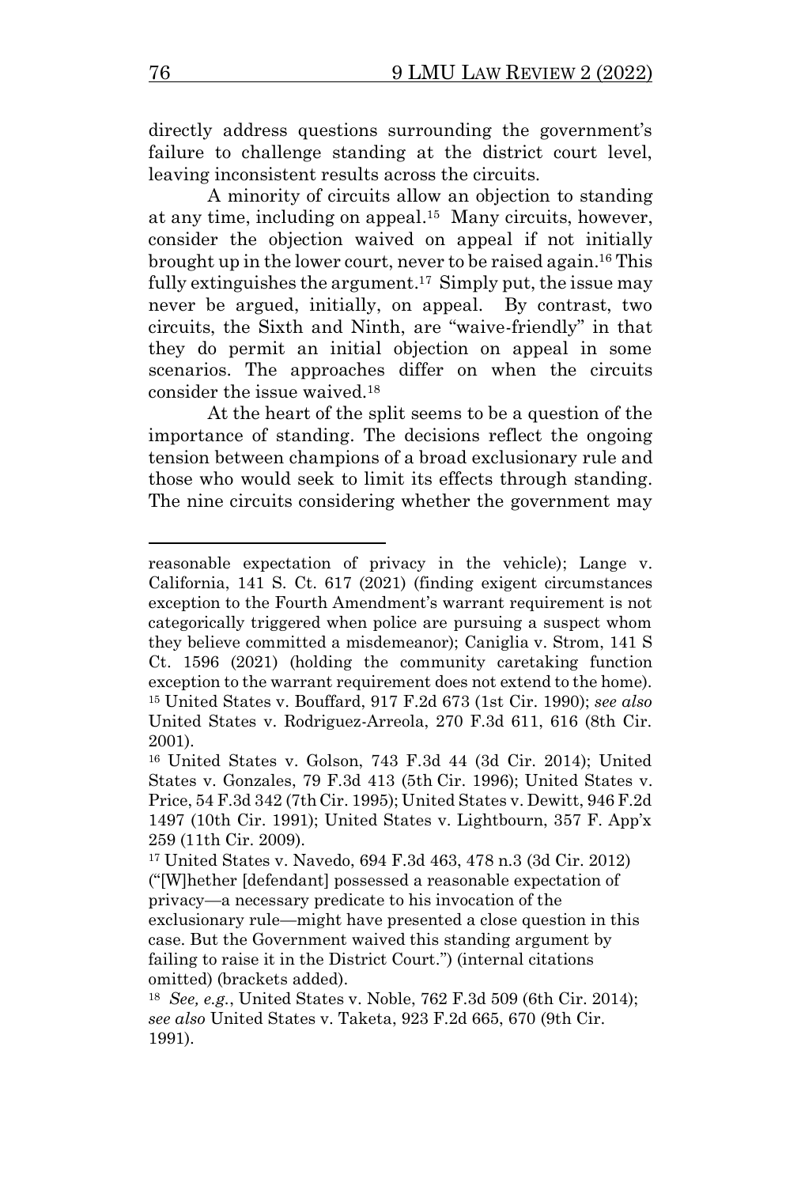directly address questions surrounding the government's failure to challenge standing at the district court level, leaving inconsistent results across the circuits.

A minority of circuits allow an objection to standing at any time, including on appeal.[15] Many circuits, however, consider the objection waived on appeal if not initially brought up in the lower court, never to be raised again.[16] This fully extinguishes the argument.[17] Simply put, the issue may never be argued, initially, on appeal. By contrast, two circuits, the Sixth and Ninth, are "waive-friendly" in that they do permit an initial objection on appeal in some scenarios. The approaches differ on when the circuits consider the issue waived.[18]

At the heart of the split seems to be a question of the importance of standing. The decisions reflect the ongoing tension between champions of a broad exclusionary rule and those who would seek to limit its effects through standing. The nine circuits considering whether the government may

---

reasonable expectation of privacy in the vehicle); Lange v. California, 141 S. Ct. 617 (2021) (finding exigent circumstances exception to the Fourth Amendment's warrant requirement is not categorically triggered when police are pursuing a suspect whom they believe committed a misdemeanor); Caniglia v. Strom, 141 S Ct. 1596 (2021) (holding the community caretaking function exception to the warrant requirement does not extend to the home).

[15] United States v. Bouffard, 917 F.2d 673 (1st Cir. 1990); *see also* United States v. Rodriguez-Arreola, 270 F.3d 611, 616 (8th Cir. 2001).

[16] United States v. Golson, 743 F.3d 44 (3d Cir. 2014); United States v. Gonzales, 79 F.3d 413 (5th Cir. 1996); United States v. Price, 54 F.3d 342 (7th Cir. 1995); United States v. Dewitt, 946 F.2d 1497 (10th Cir. 1991); United States v. Lightbourn, 357 F. App'x 259 (11th Cir. 2009).

[17] United States v. Navedo, 694 F.3d 463, 478 n.3 (3d Cir. 2012) ("[W]hether [defendant] possessed a reasonable expectation of privacy—a necessary predicate to his invocation of the exclusionary rule—might have presented a close question in this case. But the Government waived this standing argument by failing to raise it in the District Court.") (internal citations omitted) (brackets added).

[18] *See, e.g.*, United States v. Noble, 762 F.3d 509 (6th Cir. 2014); *see also* United States v. Taketa, 923 F.2d 665, 670 (9th Cir. 1991).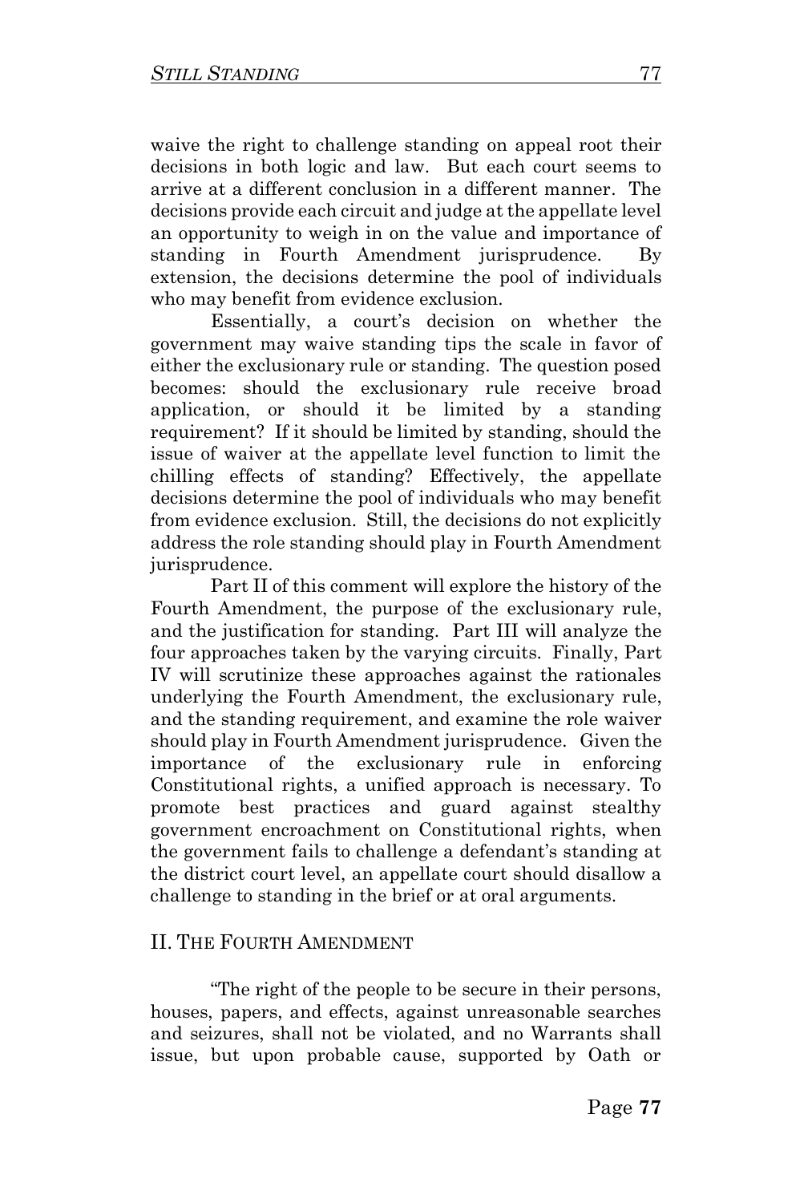waive the right to challenge standing on appeal root their decisions in both logic and law. But each court seems to arrive at a different conclusion in a different manner. The decisions provide each circuit and judge at the appellate level an opportunity to weigh in on the value and importance of standing in Fourth Amendment jurisprudence. By extension, the decisions determine the pool of individuals who may benefit from evidence exclusion.

Essentially, a court's decision on whether the government may waive standing tips the scale in favor of either the exclusionary rule or standing. The question posed becomes: should the exclusionary rule receive broad application, or should it be limited by a standing requirement? If it should be limited by standing, should the issue of waiver at the appellate level function to limit the chilling effects of standing? Effectively, the appellate decisions determine the pool of individuals who may benefit from evidence exclusion. Still, the decisions do not explicitly address the role standing should play in Fourth Amendment jurisprudence.

Part II of this comment will explore the history of the Fourth Amendment, the purpose of the exclusionary rule, and the justification for standing. Part III will analyze the four approaches taken by the varying circuits. Finally, Part IV will scrutinize these approaches against the rationales underlying the Fourth Amendment, the exclusionary rule, and the standing requirement, and examine the role waiver should play in Fourth Amendment jurisprudence. Given the importance of the exclusionary rule in enforcing Constitutional rights, a unified approach is necessary. To promote best practices and guard against stealthy government encroachment on Constitutional rights, when the government fails to challenge a defendant's standing at the district court level, an appellate court should disallow a challenge to standing in the brief or at oral arguments.

## II. The Fourth Amendment

"The right of the people to be secure in their persons, houses, papers, and effects, against unreasonable searches and seizures, shall not be violated, and no Warrants shall issue, but upon probable cause, supported by Oath or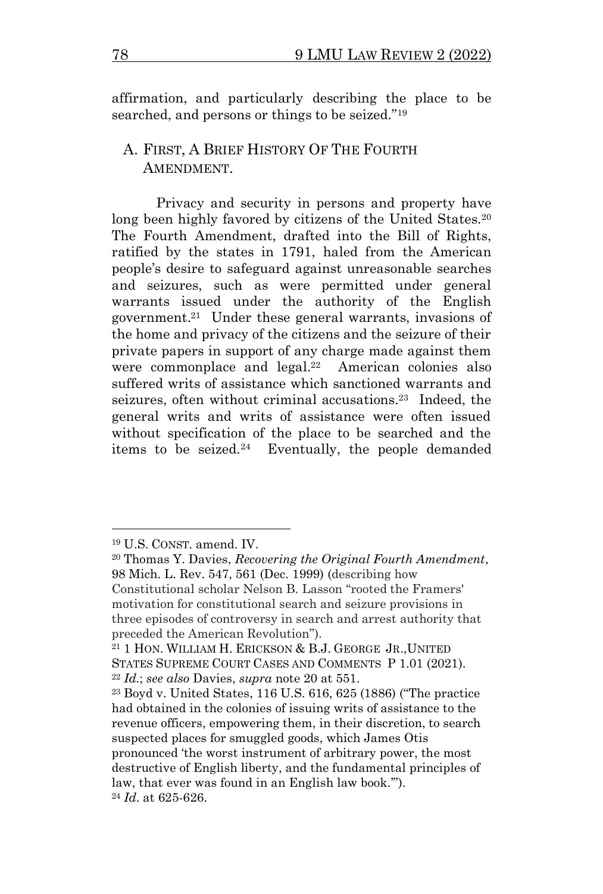affirmation, and particularly describing the place to be searched, and persons or things to be seized."[19]

## A. First, A Brief History Of The Fourth Amendment.

Privacy and security in persons and property have long been highly favored by citizens of the United States.[20] The Fourth Amendment, drafted into the Bill of Rights, ratified by the states in 1791, haled from the American people's desire to safeguard against unreasonable searches and seizures, such as were permitted under general warrants issued under the authority of the English government.[21] Under these general warrants, invasions of the home and privacy of the citizens and the seizure of their private papers in support of any charge made against them were commonplace and legal.[22] American colonies also suffered writs of assistance which sanctioned warrants and seizures, often without criminal accusations.[23] Indeed, the general writs and writs of assistance were often issued without specification of the place to be searched and the items to be seized.[24] Eventually, the people demanded

---

[19] U.S. Const. amend. IV.

[20] Thomas Y. Davies, *Recovering the Original Fourth Amendment*, 98 Mich. L. Rev. 547, 561 (Dec. 1999) (describing how Constitutional scholar Nelson B. Lasson "rooted the Framers' motivation for constitutional search and seizure provisions in three episodes of controversy in search and arrest authority that preceded the American Revolution").

[21] 1 Hon. William H. Erickson & B.J. George Jr.,United States Supreme Court Cases and Comments P 1.01 (2021).

[22] *Id.*; *see also* Davies, *supra* note 20 at 551.

[23] Boyd v. United States, 116 U.S. 616, 625 (1886) ("The practice had obtained in the colonies of issuing writs of assistance to the revenue officers, empowering them, in their discretion, to search suspected places for smuggled goods, which James Otis pronounced 'the worst instrument of arbitrary power, the most destructive of English liberty, and the fundamental principles of law, that ever was found in an English law book.'").

[24] *Id*. at 625-626.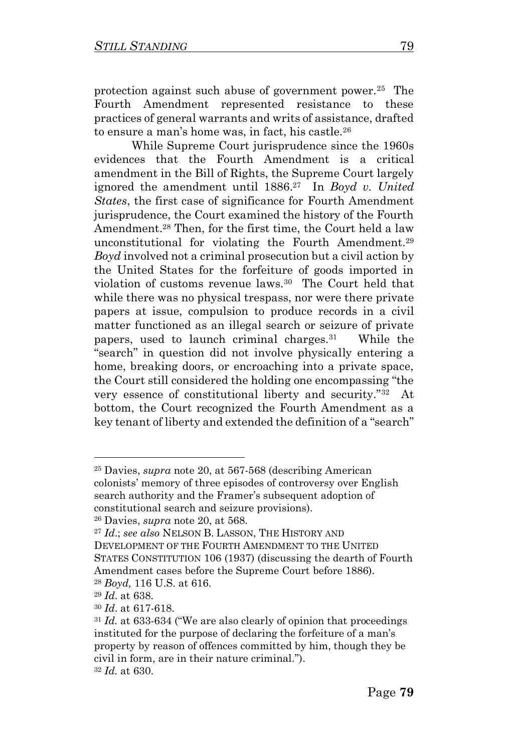protection against such abuse of government power.[25] The Fourth Amendment represented resistance to these practices of general warrants and writs of assistance, drafted to ensure a man's home was, in fact, his castle.[26]

While Supreme Court jurisprudence since the 1960s evidences that the Fourth Amendment is a critical amendment in the Bill of Rights, the Supreme Court largely ignored the amendment until 1886.[27] In *Boyd v. United States*, the first case of significance for Fourth Amendment jurisprudence, the Court examined the history of the Fourth Amendment.[28] Then, for the first time, the Court held a law unconstitutional for violating the Fourth Amendment.[29] *Boyd* involved not a criminal prosecution but a civil action by the United States for the forfeiture of goods imported in violation of customs revenue laws.[30] The Court held that while there was no physical trespass, nor were there private papers at issue, compulsion to produce records in a civil matter functioned as an illegal search or seizure of private papers, used to launch criminal charges.[31] While the "search" in question did not involve physically entering a home, breaking doors, or encroaching into a private space, the Court still considered the holding one encompassing "the very essence of constitutional liberty and security."[32] At bottom, the Court recognized the Fourth Amendment as a key tenant of liberty and extended the definition of a "search"

---

[25] Davies, *supra* note 20, at 567-568 (describing American colonists' memory of three episodes of controversy over English search authority and the Framer's subsequent adoption of constitutional search and seizure provisions).

[26] Davies, *supra* note 20, at 568.

[27] *Id.*; *see also* NELSON B. LASSON, THE HISTORY AND DEVELOPMENT OF THE FOURTH AMENDMENT TO THE UNITED STATES CONSTITUTION 106 (1937) (discussing the dearth of Fourth Amendment cases before the Supreme Court before 1886).

[28] *Boyd,* 116 U.S. at 616.

[29] *Id*. at 638.

[30] *Id*. at 617-618.

[31] *Id.* at 633-634 ("We are also clearly of opinion that proceedings instituted for the purpose of declaring the forfeiture of a man's property by reason of offences committed by him, though they be civil in form, are in their nature criminal.").

[32] *Id.* at 630.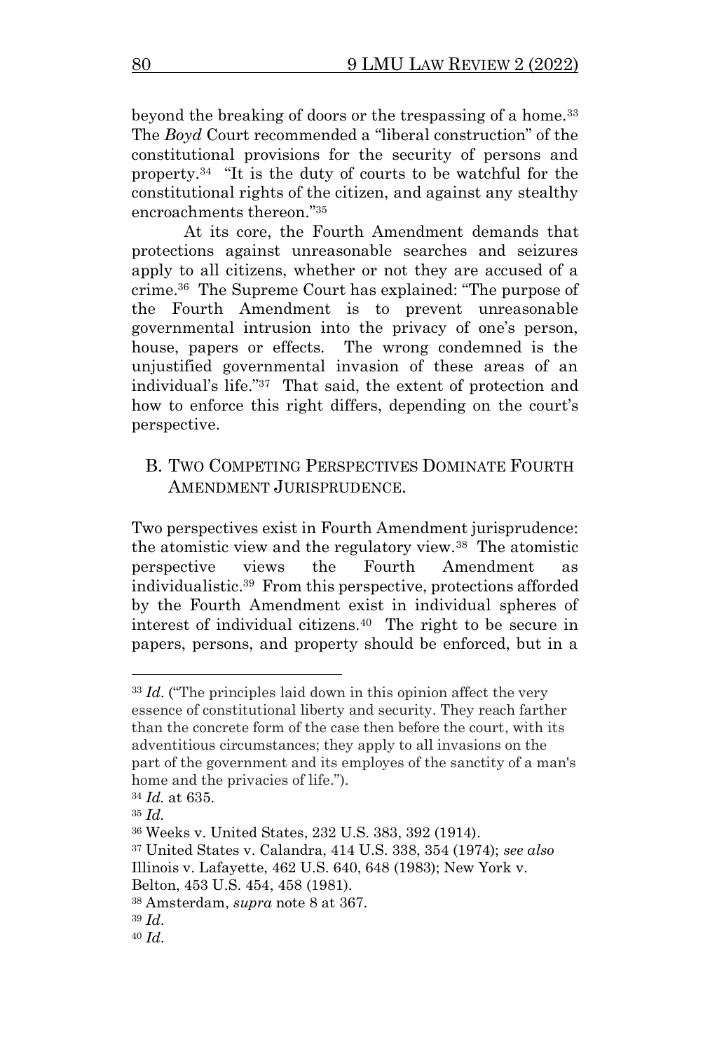beyond the breaking of doors or the trespassing of a home.[33] The *Boyd* Court recommended a "liberal construction" of the constitutional provisions for the security of persons and property.[34] "It is the duty of courts to be watchful for the constitutional rights of the citizen, and against any stealthy encroachments thereon."[35]

At its core, the Fourth Amendment demands that protections against unreasonable searches and seizures apply to all citizens, whether or not they are accused of a crime.[36] The Supreme Court has explained: "The purpose of the Fourth Amendment is to prevent unreasonable governmental intrusion into the privacy of one's person, house, papers or effects. The wrong condemned is the unjustified governmental invasion of these areas of an individual's life."[37] That said, the extent of protection and how to enforce this right differs, depending on the court's perspective.

## B. Two Competing Perspectives Dominate Fourth Amendment Jurisprudence.

Two perspectives exist in Fourth Amendment jurisprudence: the atomistic view and the regulatory view.[38] The atomistic perspective views the Fourth Amendment as individualistic.[39] From this perspective, protections afforded by the Fourth Amendment exist in individual spheres of interest of individual citizens.[40] The right to be secure in papers, persons, and property should be enforced, but in a

---

[33] *Id.* ("The principles laid down in this opinion affect the very essence of constitutional liberty and security. They reach farther than the concrete form of the case then before the court, with its adventitious circumstances; they apply to all invasions on the part of the government and its employes of the sanctity of a man's home and the privacies of life.").

[34] *Id.* at 635.

[35] *Id.*

[36] Weeks v. United States, 232 U.S. 383, 392 (1914).

[37] United States v. Calandra, 414 U.S. 338, 354 (1974); *see also* Illinois v. Lafayette, 462 U.S. 640, 648 (1983); New York v. Belton, 453 U.S. 454, 458 (1981).

[38] Amsterdam, *supra* note 8 at 367.

[39] *Id.*

[40] *Id.*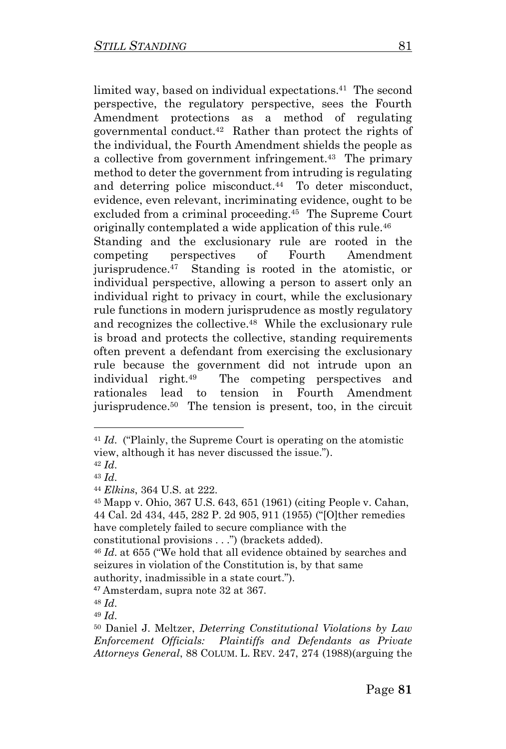limited way, based on individual expectations.[41] The second perspective, the regulatory perspective, sees the Fourth Amendment protections as a method of regulating governmental conduct.[42] Rather than protect the rights of the individual, the Fourth Amendment shields the people as a collective from government infringement.[43] The primary method to deter the government from intruding is regulating and deterring police misconduct.[44] To deter misconduct, evidence, even relevant, incriminating evidence, ought to be excluded from a criminal proceeding.[45] The Supreme Court originally contemplated a wide application of this rule.[46]

Standing and the exclusionary rule are rooted in the competing perspectives of Fourth Amendment jurisprudence.[47] Standing is rooted in the atomistic, or individual perspective, allowing a person to assert only an individual right to privacy in court, while the exclusionary rule functions in modern jurisprudence as mostly regulatory and recognizes the collective.[48] While the exclusionary rule is broad and protects the collective, standing requirements often prevent a defendant from exercising the exclusionary rule because the government did not intrude upon an individual right.[49] The competing perspectives and rationales lead to tension in Fourth Amendment jurisprudence.[50] The tension is present, too, in the circuit

---

[41] *Id.* ("Plainly, the Supreme Court is operating on the atomistic view, although it has never discussed the issue.").

[42] *Id.*

[43] *Id.*

[44] *Elkins*, 364 U.S. at 222.

[45] Mapp v. Ohio, 367 U.S. 643, 651 (1961) (citing People v. Cahan, 44 Cal. 2d 434, 445, 282 P. 2d 905, 911 (1955) ("[O]ther remedies have completely failed to secure compliance with the constitutional provisions . . .") (brackets added).

[46] *Id.* at 655 ("We hold that all evidence obtained by searches and seizures in violation of the Constitution is, by that same authority, inadmissible in a state court.").

[47] Amsterdam, supra note 32 at 367.

[48] *Id.*

[49] *Id.*

[50] Daniel J. Meltzer, *Deterring Constitutional Violations by Law Enforcement Officials: Plaintiffs and Defendants as Private Attorneys General*, 88 COLUM. L. REV. 247, 274 (1988)(arguing the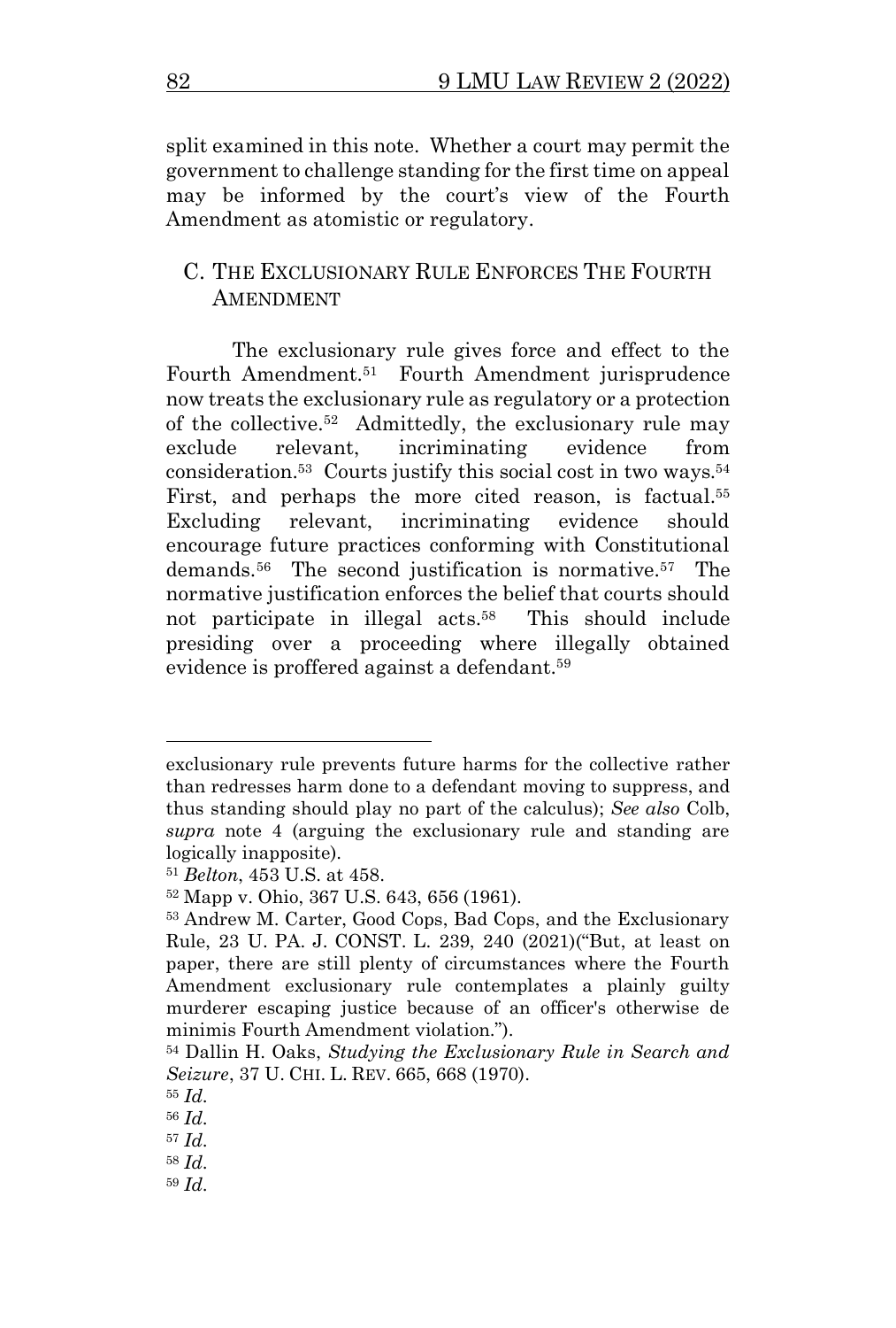split examined in this note. Whether a court may permit the government to challenge standing for the first time on appeal may be informed by the court's view of the Fourth Amendment as atomistic or regulatory.

## C. THE EXCLUSIONARY RULE ENFORCES THE FOURTH AMENDMENT

The exclusionary rule gives force and effect to the Fourth Amendment.[51] Fourth Amendment jurisprudence now treats the exclusionary rule as regulatory or a protection of the collective.[52] Admittedly, the exclusionary rule may exclude relevant, incriminating evidence from consideration.[53] Courts justify this social cost in two ways.[54] First, and perhaps the more cited reason, is factual.[55] Excluding relevant, incriminating evidence should encourage future practices conforming with Constitutional demands.[56] The second justification is normative.[57] The normative justification enforces the belief that courts should not participate in illegal acts.[58] This should include presiding over a proceeding where illegally obtained evidence is proffered against a defendant.[59]

---

exclusionary rule prevents future harms for the collective rather than redresses harm done to a defendant moving to suppress, and thus standing should play no part of the calculus); *See also* Colb, *supra* note 4 (arguing the exclusionary rule and standing are logically inapposite).

[51] *Belton*, 453 U.S. at 458.

[52] Mapp v. Ohio, 367 U.S. 643, 656 (1961).

[53] Andrew M. Carter, Good Cops, Bad Cops, and the Exclusionary Rule, 23 U. PA. J. CONST. L. 239, 240 (2021)("But, at least on paper, there are still plenty of circumstances where the Fourth Amendment exclusionary rule contemplates a plainly guilty murderer escaping justice because of an officer's otherwise de minimis Fourth Amendment violation.").

[54] Dallin H. Oaks, *Studying the Exclusionary Rule in Search and Seizure*, 37 U. CHI. L. REV. 665, 668 (1970).

[55] *Id.*

[56] *Id.*

[57] *Id.*

[58] *Id.*

[59] *Id.*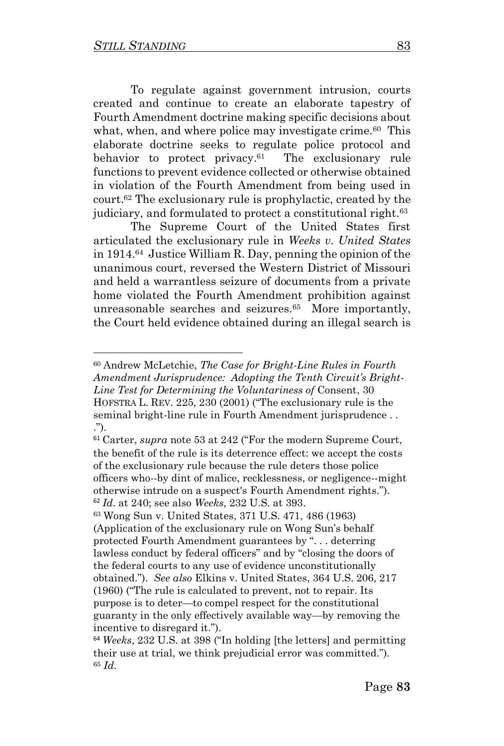To regulate against government intrusion, courts created and continue to create an elaborate tapestry of Fourth Amendment doctrine making specific decisions about what, when, and where police may investigate crime.[60] This elaborate doctrine seeks to regulate police protocol and behavior to protect privacy.[61] The exclusionary rule functions to prevent evidence collected or otherwise obtained in violation of the Fourth Amendment from being used in court.[62] The exclusionary rule is prophylactic, created by the judiciary, and formulated to protect a constitutional right.[63]

The Supreme Court of the United States first articulated the exclusionary rule in *Weeks v. United States* in 1914.[64] Justice William R. Day, penning the opinion of the unanimous court, reversed the Western District of Missouri and held a warrantless seizure of documents from a private home violated the Fourth Amendment prohibition against unreasonable searches and seizures.[65] More importantly, the Court held evidence obtained during an illegal search is

---

[60] Andrew McLetchie, *The Case for Bright-Line Rules in Fourth Amendment Jurisprudence: Adopting the Tenth Circuit's Bright-Line Test for Determining the Voluntariness of* Consent, 30 HOFSTRA L. REV. 225, 230 (2001) ("The exclusionary rule is the seminal bright-line rule in Fourth Amendment jurisprudence . . .").

[61] Carter, *supra* note 53 at 242 ("For the modern Supreme Court, the benefit of the rule is its deterrence effect: we accept the costs of the exclusionary rule because the rule deters those police officers who--by dint of malice, recklessness, or negligence--might otherwise intrude on a suspect's Fourth Amendment rights.").

[62] *Id.* at 240; see also *Weeks,* 232 U.S. at 393.

[63] Wong Sun v. United States, 371 U.S. 471, 486 (1963) (Application of the exclusionary rule on Wong Sun's behalf protected Fourth Amendment guarantees by ". . . deterring lawless conduct by federal officers" and by "closing the doors of the federal courts to any use of evidence unconstitutionally obtained."). *See also* Elkins v. United States, 364 U.S. 206, 217 (1960) ("The rule is calculated to prevent, not to repair. Its purpose is to deter—to compel respect for the constitutional guaranty in the only effectively available way—by removing the incentive to disregard it.").

[64] *Weeks*, 232 U.S. at 398 ("In holding [the letters] and permitting their use at trial, we think prejudicial error was committed.").

[65] *Id.*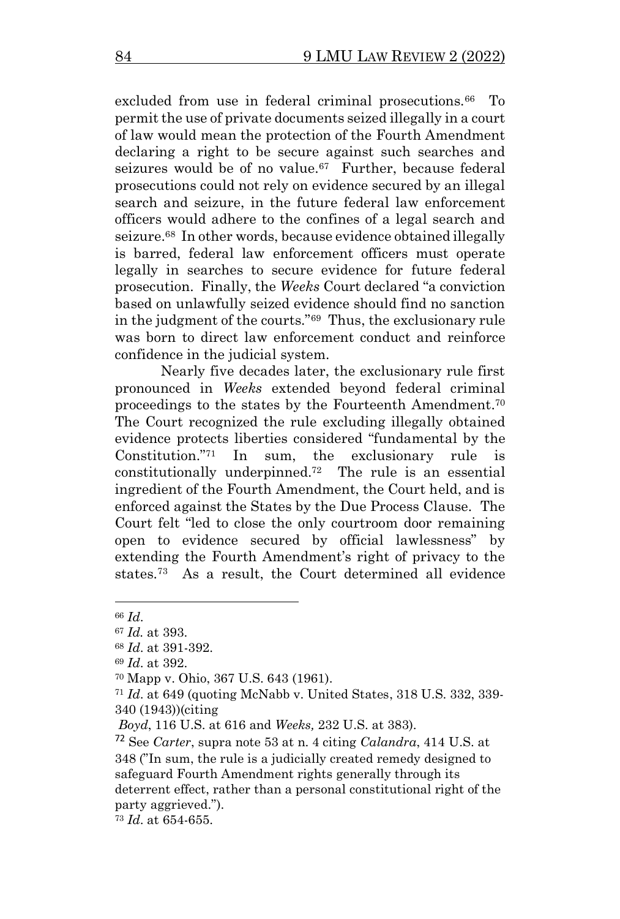excluded from use in federal criminal prosecutions.[66] To permit the use of private documents seized illegally in a court of law would mean the protection of the Fourth Amendment declaring a right to be secure against such searches and seizures would be of no value.[67] Further, because federal prosecutions could not rely on evidence secured by an illegal search and seizure, in the future federal law enforcement officers would adhere to the confines of a legal search and seizure.[68] In other words, because evidence obtained illegally is barred, federal law enforcement officers must operate legally in searches to secure evidence for future federal prosecution. Finally, the *Weeks* Court declared "a conviction based on unlawfully seized evidence should find no sanction in the judgment of the courts."[69] Thus, the exclusionary rule was born to direct law enforcement conduct and reinforce confidence in the judicial system.

Nearly five decades later, the exclusionary rule first pronounced in *Weeks* extended beyond federal criminal proceedings to the states by the Fourteenth Amendment.[70] The Court recognized the rule excluding illegally obtained evidence protects liberties considered "fundamental by the Constitution."[71] In sum, the exclusionary rule is constitutionally underpinned.[72] The rule is an essential ingredient of the Fourth Amendment, the Court held, and is enforced against the States by the Due Process Clause. The Court felt "led to close the only courtroom door remaining open to evidence secured by official lawlessness" by extending the Fourth Amendment's right of privacy to the states.[73] As a result, the Court determined all evidence

---

[66] *Id*.

[67] *Id*. at 393.

[68] *Id*. at 391-392.

[69] *Id*. at 392.

[70] Mapp v. Ohio, 367 U.S. 643 (1961).

[71] *Id*. at 649 (quoting McNabb v. United States, 318 U.S. 332, 339-340 (1943))(citing *Boyd*, 116 U.S. at 616 and *Weeks,* 232 U.S. at 383).

[72] See *Carter*, supra note 53 at n. 4 citing *Calandra*, 414 U.S. at 348 ("In sum, the rule is a judicially created remedy designed to safeguard Fourth Amendment rights generally through its deterrent effect, rather than a personal constitutional right of the party aggrieved.").

[73] *Id*. at 654-655.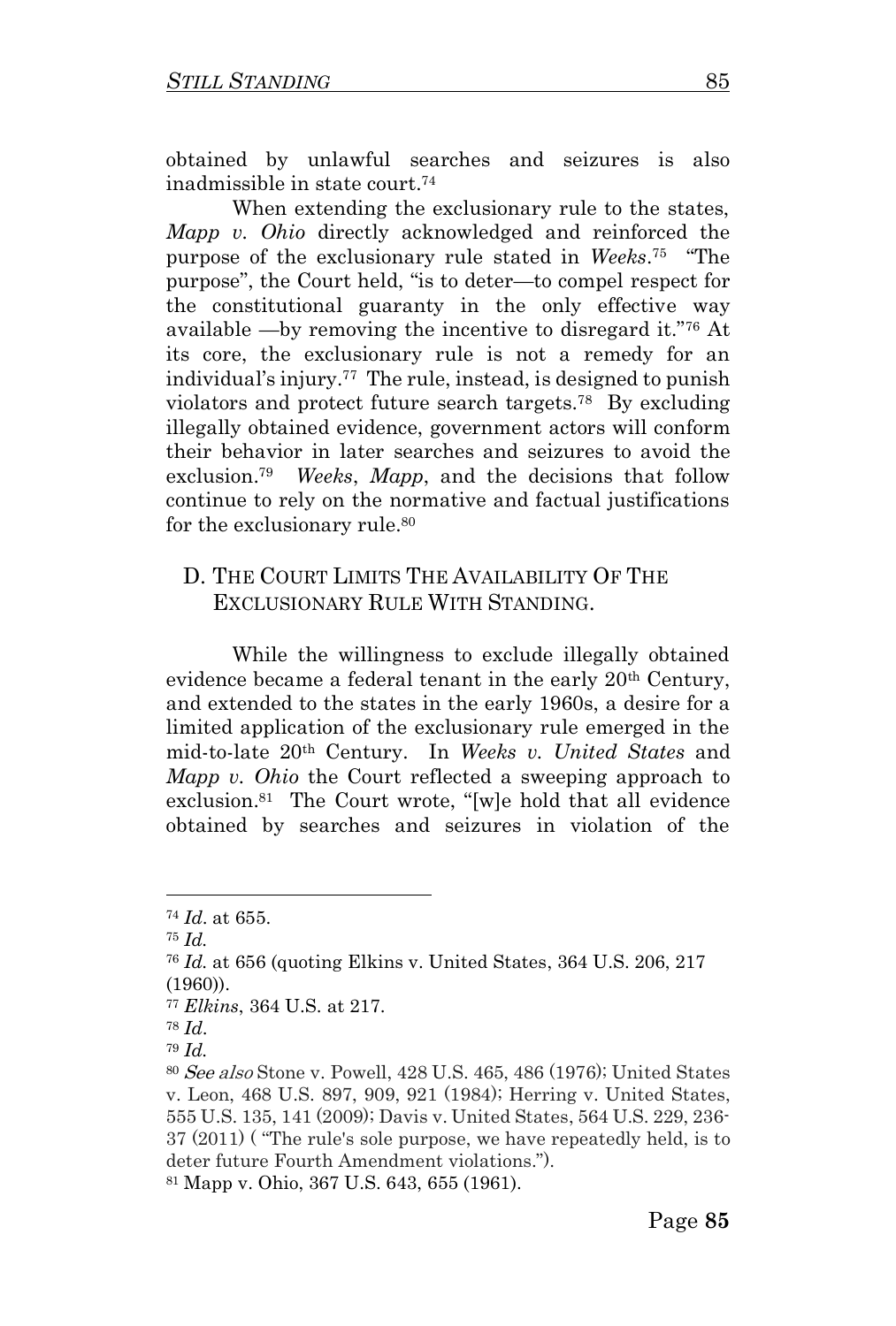obtained by unlawful searches and seizures is also inadmissible in state court.[74]

When extending the exclusionary rule to the states, *Mapp v. Ohio* directly acknowledged and reinforced the purpose of the exclusionary rule stated in *Weeks*.[75] "The purpose", the Court held, "is to deter—to compel respect for the constitutional guaranty in the only effective way available —by removing the incentive to disregard it."[76] At its core, the exclusionary rule is not a remedy for an individual's injury.[77] The rule, instead, is designed to punish violators and protect future search targets.[78] By excluding illegally obtained evidence, government actors will conform their behavior in later searches and seizures to avoid the exclusion.[79] *Weeks*, *Mapp*, and the decisions that follow continue to rely on the normative and factual justifications for the exclusionary rule.[80]

## D. The Court Limits The Availability Of The Exclusionary Rule With Standing.

While the willingness to exclude illegally obtained evidence became a federal tenant in the early 20th Century, and extended to the states in the early 1960s, a desire for a limited application of the exclusionary rule emerged in the mid-to-late 20th Century. In *Weeks v. United States* and *Mapp v. Ohio* the Court reflected a sweeping approach to exclusion.[81] The Court wrote, "[w]e hold that all evidence obtained by searches and seizures in violation of the

---

[74] *Id*. at 655.

[75] *Id.*

[76] *Id.* at 656 (quoting Elkins v. United States, 364 U.S. 206, 217 (1960)).

[77] *Elkins*, 364 U.S. at 217.

[78] *Id*.

[79] *Id.*

[80] *See also* Stone v. Powell, 428 U.S. 465, 486 (1976); United States v. Leon, 468 U.S. 897, 909, 921 (1984); Herring v. United States, 555 U.S. 135, 141 (2009); Davis v. United States, 564 U.S. 229, 236-37 (2011) ( "The rule's sole purpose, we have repeatedly held, is to deter future Fourth Amendment violations.").

[81] Mapp v. Ohio, 367 U.S. 643, 655 (1961).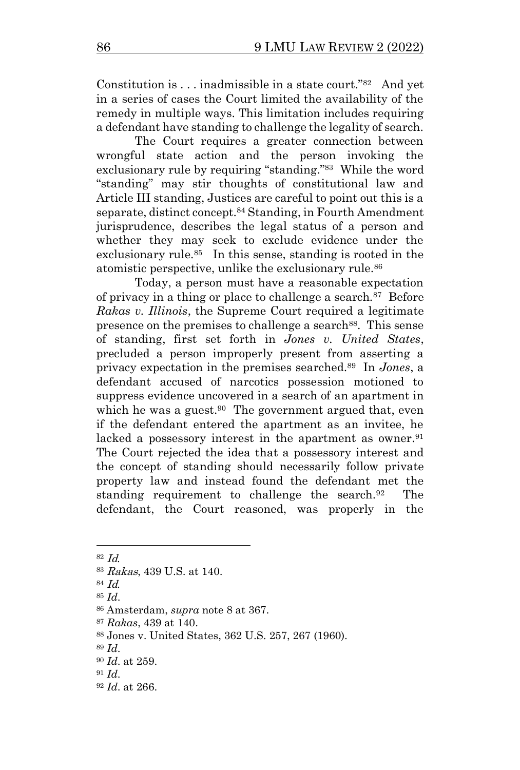Constitution is . . . inadmissible in a state court."[82] And yet in a series of cases the Court limited the availability of the remedy in multiple ways. This limitation includes requiring a defendant have standing to challenge the legality of search.

The Court requires a greater connection between wrongful state action and the person invoking the exclusionary rule by requiring "standing."[83] While the word "standing" may stir thoughts of constitutional law and Article III standing, Justices are careful to point out this is a separate, distinct concept.[84] Standing, in Fourth Amendment jurisprudence, describes the legal status of a person and whether they may seek to exclude evidence under the exclusionary rule.[85] In this sense, standing is rooted in the atomistic perspective, unlike the exclusionary rule.[86]

Today, a person must have a reasonable expectation of privacy in a thing or place to challenge a search.[87] Before *Rakas v. Illinois*, the Supreme Court required a legitimate presence on the premises to challenge a search[88]. This sense of standing, first set forth in *Jones v. United States*, precluded a person improperly present from asserting a privacy expectation in the premises searched.[89] In *Jones*, a defendant accused of narcotics possession motioned to suppress evidence uncovered in a search of an apartment in which he was a guest.[90] The government argued that, even if the defendant entered the apartment as an invitee, he lacked a possessory interest in the apartment as owner.[91] The Court rejected the idea that a possessory interest and the concept of standing should necessarily follow private property law and instead found the defendant met the standing requirement to challenge the search.[92] The defendant, the Court reasoned, was properly in the

---

[82] *Id.*

[83] *Rakas*, 439 U.S. at 140.

[84] *Id.*

[85] *Id*.

[86] Amsterdam, *supra* note 8 at 367.

[87] *Rakas*, 439 at 140.

[88] Jones v. United States, 362 U.S. 257, 267 (1960).

[89] *Id*.

[90] *Id*. at 259.

[91] *Id*.

[92] *Id*. at 266.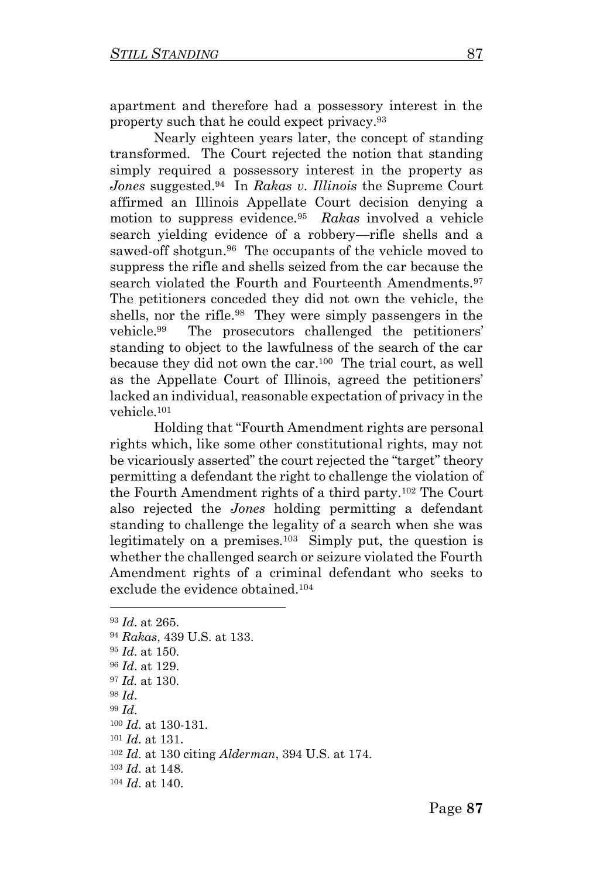apartment and therefore had a possessory interest in the property such that he could expect privacy.[93]

Nearly eighteen years later, the concept of standing transformed. The Court rejected the notion that standing simply required a possessory interest in the property as *Jones* suggested.[94] In *Rakas v. Illinois* the Supreme Court affirmed an Illinois Appellate Court decision denying a motion to suppress evidence.[95] *Rakas* involved a vehicle search yielding evidence of a robbery—rifle shells and a sawed-off shotgun.[96] The occupants of the vehicle moved to suppress the rifle and shells seized from the car because the search violated the Fourth and Fourteenth Amendments.[97] The petitioners conceded they did not own the vehicle, the shells, nor the rifle.[98] They were simply passengers in the vehicle.[99] The prosecutors challenged the petitioners' standing to object to the lawfulness of the search of the car because they did not own the car.[100] The trial court, as well as the Appellate Court of Illinois, agreed the petitioners' lacked an individual, reasonable expectation of privacy in the vehicle.[101]

Holding that "Fourth Amendment rights are personal rights which, like some other constitutional rights, may not be vicariously asserted" the court rejected the "target" theory permitting a defendant the right to challenge the violation of the Fourth Amendment rights of a third party.[102] The Court also rejected the *Jones* holding permitting a defendant standing to challenge the legality of a search when she was legitimately on a premises.[103] Simply put, the question is whether the challenged search or seizure violated the Fourth Amendment rights of a criminal defendant who seeks to exclude the evidence obtained.[104]

---

[93] *Id*. at 265.

[94] *Rakas*, 439 U.S. at 133.

[95] *Id*. at 150.

[96] *Id*. at 129.

[97] *Id.* at 130.

[98] *Id*.

[99] *Id*.

[100] *Id*. at 130-131.

[101] *Id*. at 131.

[102] *Id*. at 130 citing *Alderman*, 394 U.S. at 174.

[103] *Id*. at 148.

[104] *Id*. at 140.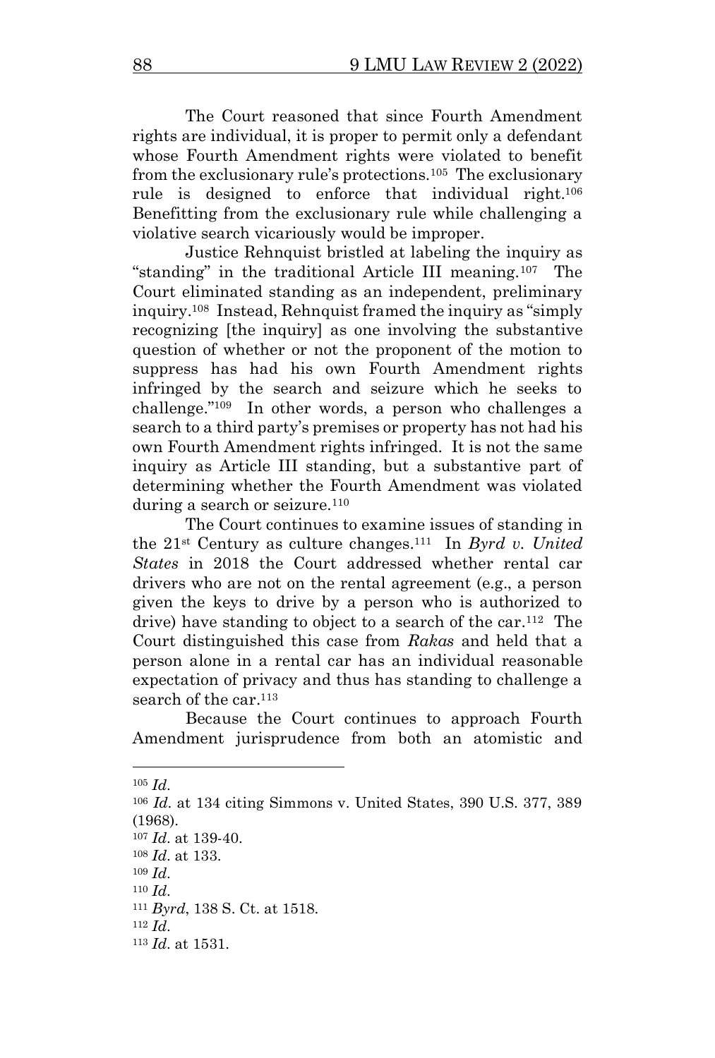The Court reasoned that since Fourth Amendment rights are individual, it is proper to permit only a defendant whose Fourth Amendment rights were violated to benefit from the exclusionary rule's protections.[105] The exclusionary rule is designed to enforce that individual right.[106] Benefitting from the exclusionary rule while challenging a violative search vicariously would be improper.

Justice Rehnquist bristled at labeling the inquiry as "standing" in the traditional Article III meaning.[107] The Court eliminated standing as an independent, preliminary inquiry.[108] Instead, Rehnquist framed the inquiry as "simply recognizing [the inquiry] as one involving the substantive question of whether or not the proponent of the motion to suppress has had his own Fourth Amendment rights infringed by the search and seizure which he seeks to challenge."[109] In other words, a person who challenges a search to a third party's premises or property has not had his own Fourth Amendment rights infringed. It is not the same inquiry as Article III standing, but a substantive part of determining whether the Fourth Amendment was violated during a search or seizure.[110]

The Court continues to examine issues of standing in the 21st Century as culture changes.[111] In *Byrd v. United States* in 2018 the Court addressed whether rental car drivers who are not on the rental agreement (e.g., a person given the keys to drive by a person who is authorized to drive) have standing to object to a search of the car.[112] The Court distinguished this case from *Rakas* and held that a person alone in a rental car has an individual reasonable expectation of privacy and thus has standing to challenge a search of the car.[113]

Because the Court continues to approach Fourth Amendment jurisprudence from both an atomistic and

---

[105] *Id.*

[106] *Id.* at 134 citing Simmons v. United States, 390 U.S. 377, 389 (1968).

[107] *Id.* at 139-40.

[108] *Id.* at 133.

[109] *Id.*

[110] *Id.*

[111] *Byrd*, 138 S. Ct. at 1518.

[112] *Id.*

[113] *Id.* at 1531.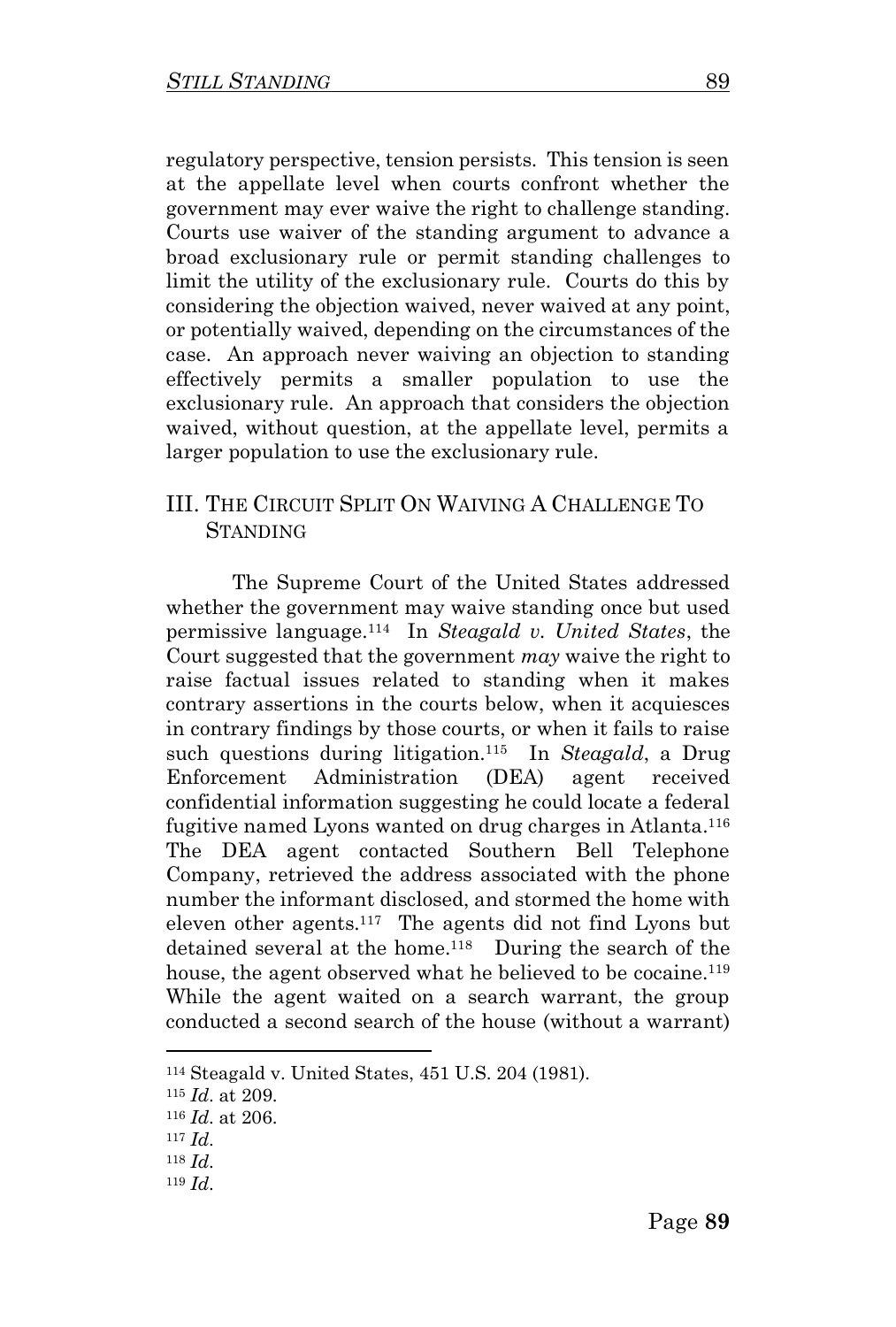regulatory perspective, tension persists. This tension is seen at the appellate level when courts confront whether the government may ever waive the right to challenge standing. Courts use waiver of the standing argument to advance a broad exclusionary rule or permit standing challenges to limit the utility of the exclusionary rule. Courts do this by considering the objection waived, never waived at any point, or potentially waived, depending on the circumstances of the case. An approach never waiving an objection to standing effectively permits a smaller population to use the exclusionary rule. An approach that considers the objection waived, without question, at the appellate level, permits a larger population to use the exclusionary rule.

## III. The Circuit Split On Waiving A Challenge To Standing

The Supreme Court of the United States addressed whether the government may waive standing once but used permissive language.[114] In *Steagald v. United States*, the Court suggested that the government *may* waive the right to raise factual issues related to standing when it makes contrary assertions in the courts below, when it acquiesces in contrary findings by those courts, or when it fails to raise such questions during litigation.[115] In *Steagald*, a Drug Enforcement Administration (DEA) agent received confidential information suggesting he could locate a federal fugitive named Lyons wanted on drug charges in Atlanta.[116] The DEA agent contacted Southern Bell Telephone Company, retrieved the address associated with the phone number the informant disclosed, and stormed the home with eleven other agents.[117] The agents did not find Lyons but detained several at the home.[118] During the search of the house, the agent observed what he believed to be cocaine.[119] While the agent waited on a search warrant, the group conducted a second search of the house (without a warrant)

[114] Steagald v. United States, 451 U.S. 204 (1981).

[115] *Id*. at 209.

[116] *Id*. at 206.

[117] *Id*.

[118] *Id*.

[119] *Id*.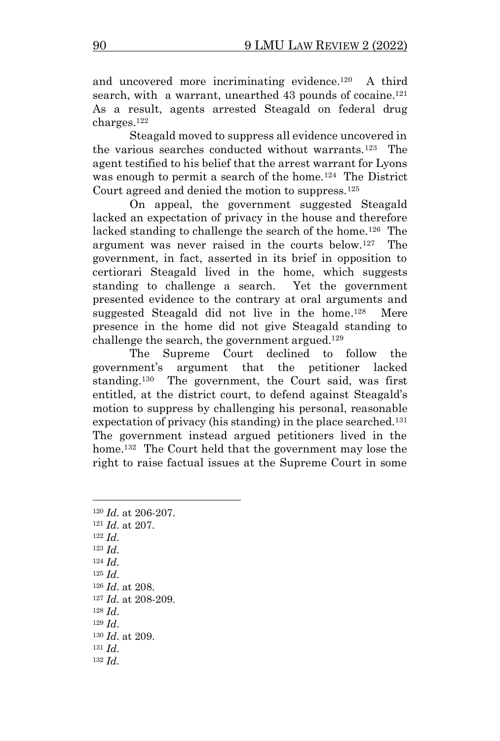and uncovered more incriminating evidence.[120] A third search, with a warrant, unearthed 43 pounds of cocaine.[121] As a result, agents arrested Steagald on federal drug charges.[122]

Steagald moved to suppress all evidence uncovered in the various searches conducted without warrants.[123] The agent testified to his belief that the arrest warrant for Lyons was enough to permit a search of the home.[124] The District Court agreed and denied the motion to suppress.[125]

On appeal, the government suggested Steagald lacked an expectation of privacy in the house and therefore lacked standing to challenge the search of the home.[126] The argument was never raised in the courts below.[127] The government, in fact, asserted in its brief in opposition to certiorari Steagald lived in the home, which suggests standing to challenge a search. Yet the government presented evidence to the contrary at oral arguments and suggested Steagald did not live in the home.[128] Mere presence in the home did not give Steagald standing to challenge the search, the government argued.[129]

The Supreme Court declined to follow the government's argument that the petitioner lacked standing.[130] The government, the Court said, was first entitled, at the district court, to defend against Steagald's motion to suppress by challenging his personal, reasonable expectation of privacy (his standing) in the place searched.[131] The government instead argued petitioners lived in the home.[132] The Court held that the government may lose the right to raise factual issues at the Supreme Court in some

---

[120] *Id*. at 206-207.
[121] *Id*. at 207.
[122] *Id*.
[123] *Id*.
[124] *Id*.
[125] *Id*.
[126] *Id*. at 208.
[127] *Id*. at 208-209.
[128] *Id*.
[129] *Id*.
[130] *Id*. at 209.
[131] *Id*.
[132] *Id*.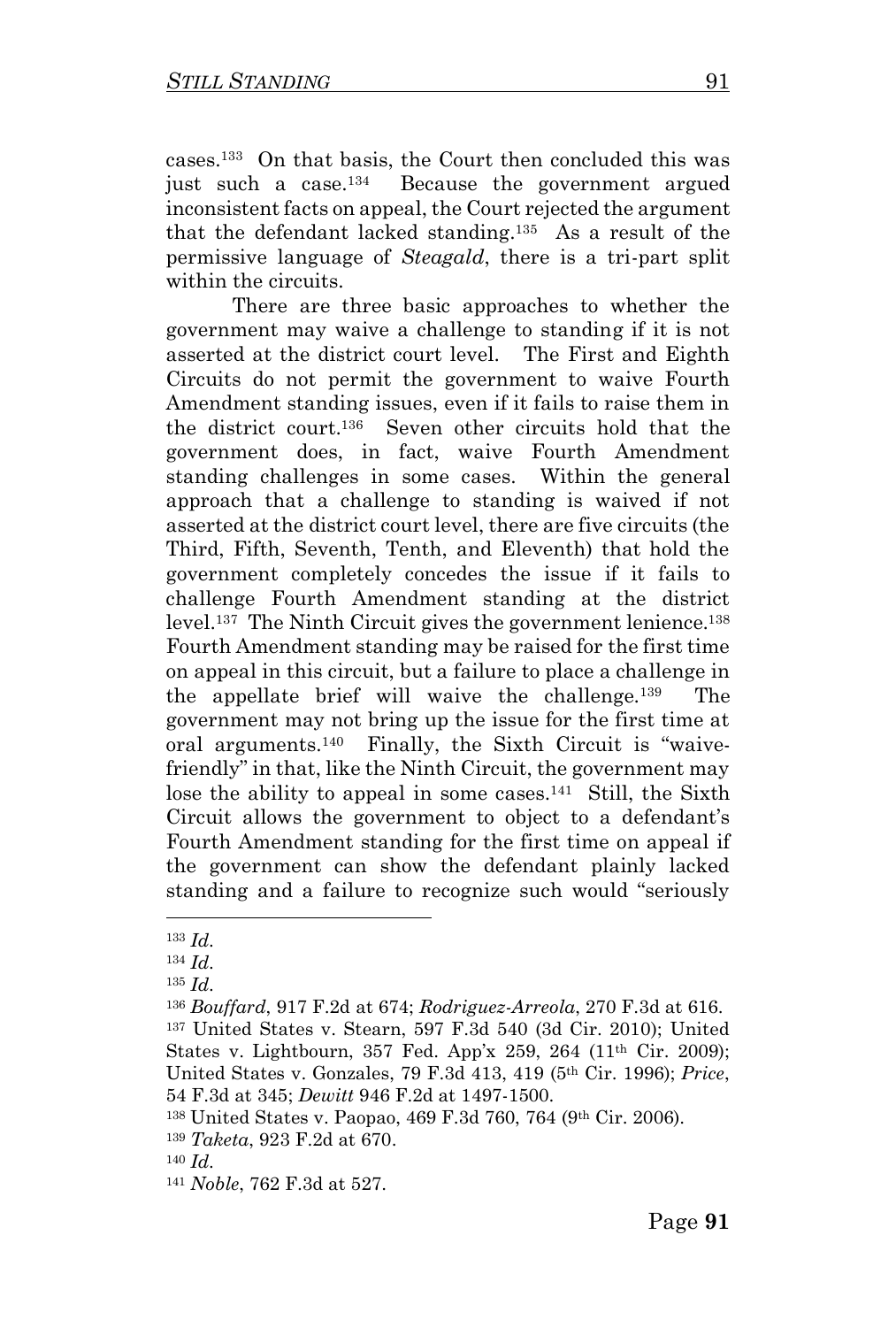cases.[133] On that basis, the Court then concluded this was just such a case.[134] Because the government argued inconsistent facts on appeal, the Court rejected the argument that the defendant lacked standing.[135] As a result of the permissive language of *Steagald*, there is a tri-part split within the circuits.

There are three basic approaches to whether the government may waive a challenge to standing if it is not asserted at the district court level. The First and Eighth Circuits do not permit the government to waive Fourth Amendment standing issues, even if it fails to raise them in the district court.[136] Seven other circuits hold that the government does, in fact, waive Fourth Amendment standing challenges in some cases. Within the general approach that a challenge to standing is waived if not asserted at the district court level, there are five circuits (the Third, Fifth, Seventh, Tenth, and Eleventh) that hold the government completely concedes the issue if it fails to challenge Fourth Amendment standing at the district level.[137] The Ninth Circuit gives the government lenience.[138] Fourth Amendment standing may be raised for the first time on appeal in this circuit, but a failure to place a challenge in the appellate brief will waive the challenge.[139] The government may not bring up the issue for the first time at oral arguments.[140] Finally, the Sixth Circuit is "waive-friendly" in that, like the Ninth Circuit, the government may lose the ability to appeal in some cases.[141] Still, the Sixth Circuit allows the government to object to a defendant's Fourth Amendment standing for the first time on appeal if the government can show the defendant plainly lacked standing and a failure to recognize such would "seriously

---

[133] *Id.*

[134] *Id.*

[135] *Id.*

[136] *Bouffard*, 917 F.2d at 674; *Rodriguez-Arreola*, 270 F.3d at 616.

[137] United States v. Stearn, 597 F.3d 540 (3d Cir. 2010); United States v. Lightbourn, 357 Fed. App'x 259, 264 (11th Cir. 2009); United States v. Gonzales, 79 F.3d 413, 419 (5th Cir. 1996); *Price*, 54 F.3d at 345; *Dewitt* 946 F.2d at 1497-1500.

[138] United States v. Paopao, 469 F.3d 760, 764 (9th Cir. 2006).

[139] *Taketa*, 923 F.2d at 670.

[140] *Id.*

[141] *Noble*, 762 F.3d at 527.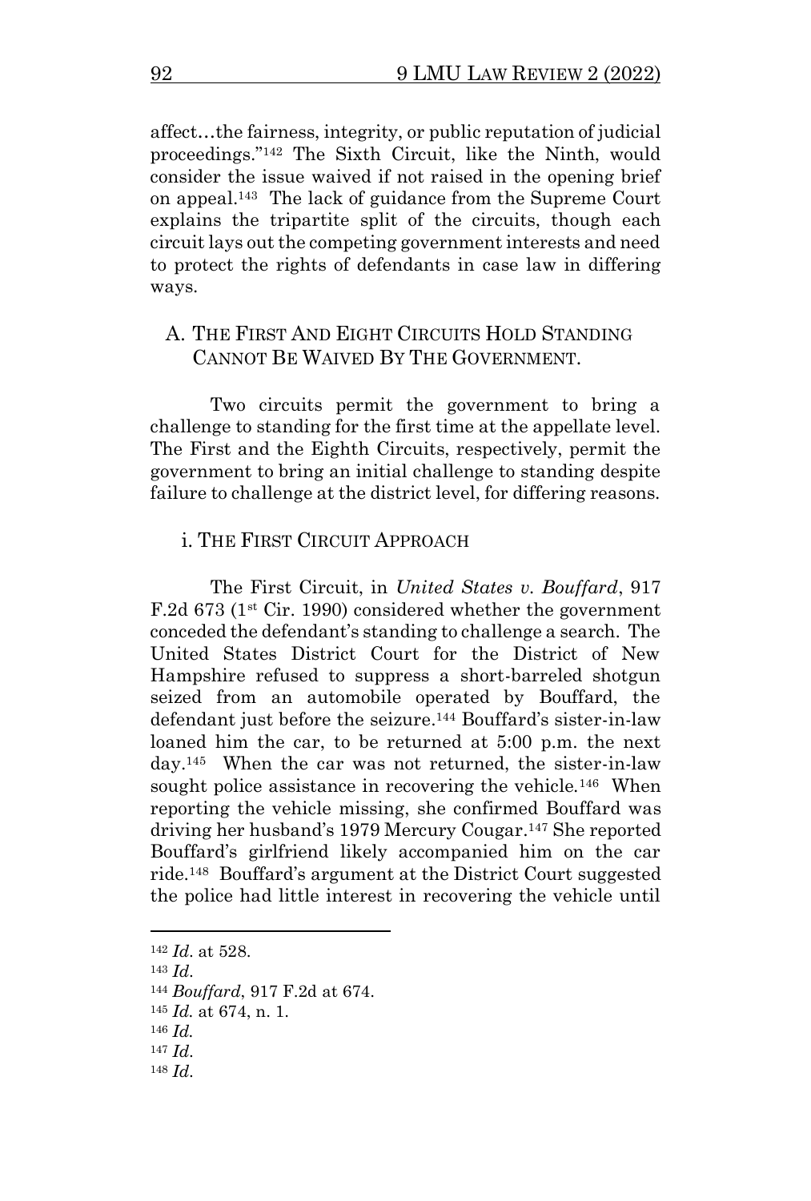affect…the fairness, integrity, or public reputation of judicial proceedings."[142] The Sixth Circuit, like the Ninth, would consider the issue waived if not raised in the opening brief on appeal.[143] The lack of guidance from the Supreme Court explains the tripartite split of the circuits, though each circuit lays out the competing government interests and need to protect the rights of defendants in case law in differing ways.

## A. THE FIRST AND EIGHT CIRCUITS HOLD STANDING CANNOT BE WAIVED BY THE GOVERNMENT.

Two circuits permit the government to bring a challenge to standing for the first time at the appellate level. The First and the Eighth Circuits, respectively, permit the government to bring an initial challenge to standing despite failure to challenge at the district level, for differing reasons.

### i. THE FIRST CIRCUIT APPROACH

The First Circuit, in *United States v. Bouffard*, 917 F.2d 673 (1st Cir. 1990) considered whether the government conceded the defendant's standing to challenge a search. The United States District Court for the District of New Hampshire refused to suppress a short-barreled shotgun seized from an automobile operated by Bouffard, the defendant just before the seizure.[144] Bouffard's sister-in-law loaned him the car, to be returned at 5:00 p.m. the next day.[145] When the car was not returned, the sister-in-law sought police assistance in recovering the vehicle.[146] When reporting the vehicle missing, she confirmed Bouffard was driving her husband's 1979 Mercury Cougar.[147] She reported Bouffard's girlfriend likely accompanied him on the car ride.[148] Bouffard's argument at the District Court suggested the police had little interest in recovering the vehicle until

---

[142] *Id*. at 528.

[143] *Id*.

[144] *Bouffard*, 917 F.2d at 674.

[145] *Id.* at 674, n. 1.

[146] *Id.*

[147] *Id*.

[148] *Id*.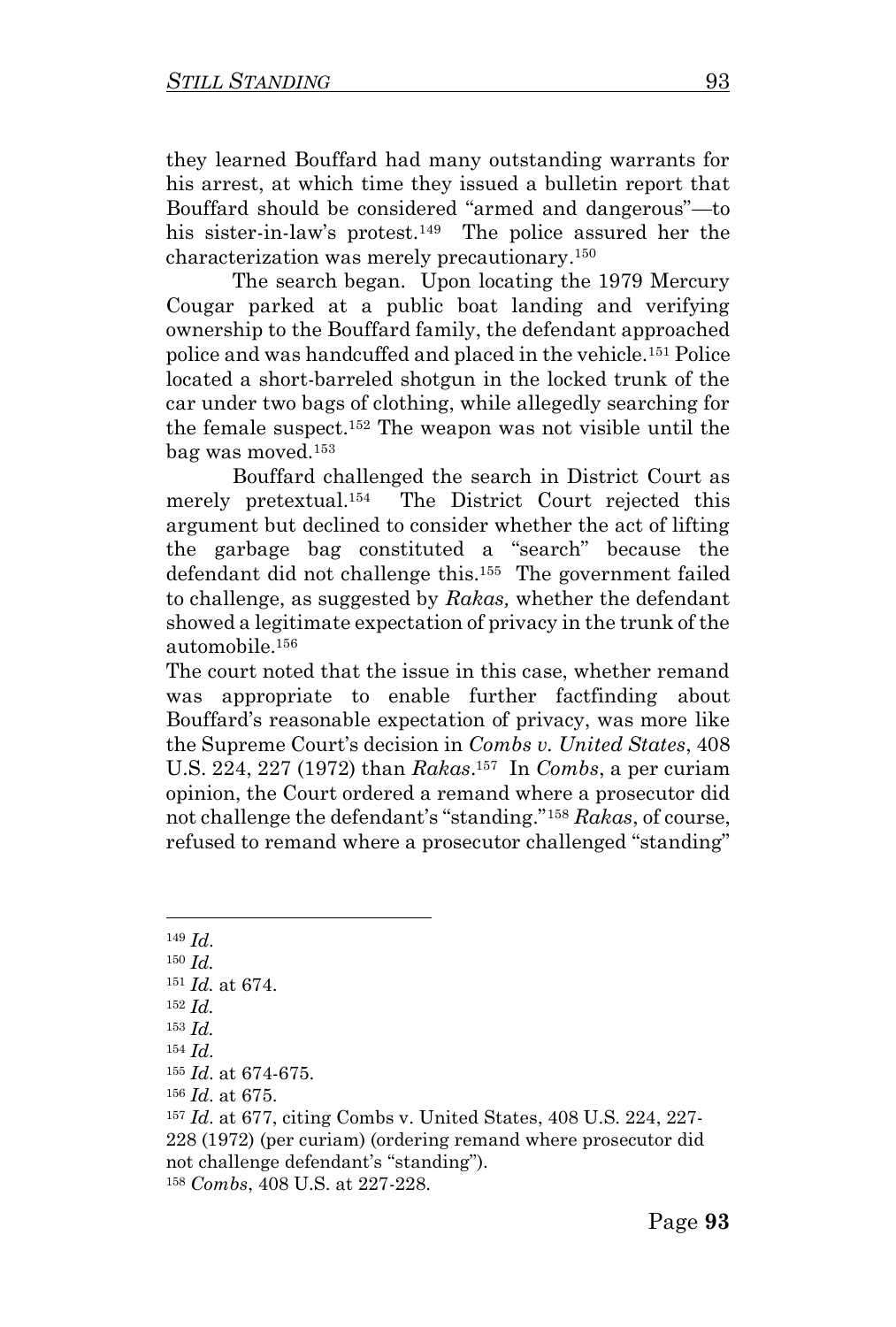they learned Bouffard had many outstanding warrants for his arrest, at which time they issued a bulletin report that Bouffard should be considered "armed and dangerous"—to his sister-in-law's protest.[149] The police assured her the characterization was merely precautionary.[150]

The search began. Upon locating the 1979 Mercury Cougar parked at a public boat landing and verifying ownership to the Bouffard family, the defendant approached police and was handcuffed and placed in the vehicle.[151] Police located a short-barreled shotgun in the locked trunk of the car under two bags of clothing, while allegedly searching for the female suspect.[152] The weapon was not visible until the bag was moved.[153]

Bouffard challenged the search in District Court as merely pretextual.[154] The District Court rejected this argument but declined to consider whether the act of lifting the garbage bag constituted a "search" because the defendant did not challenge this.[155] The government failed to challenge, as suggested by *Rakas,* whether the defendant showed a legitimate expectation of privacy in the trunk of the automobile.[156]

The court noted that the issue in this case, whether remand was appropriate to enable further factfinding about Bouffard's reasonable expectation of privacy, was more like the Supreme Court's decision in *Combs v. United States*, 408 U.S. 224, 227 (1972) than *Rakas*.[157] In *Combs*, a per curiam opinion, the Court ordered a remand where a prosecutor did not challenge the defendant's "standing."[158] *Rakas*, of course, refused to remand where a prosecutor challenged "standing"

---

[149] *Id.*

[150] *Id.*

[151] *Id.* at 674.

[152] *Id.*

[153] *Id.*

[154] *Id.*

[155] *Id.* at 674-675.

[156] *Id.* at 675.

[157] *Id.* at 677, citing Combs v. United States, 408 U.S. 224, 227-228 (1972) (per curiam) (ordering remand where prosecutor did not challenge defendant's "standing").

[158] *Combs*, 408 U.S. at 227-228.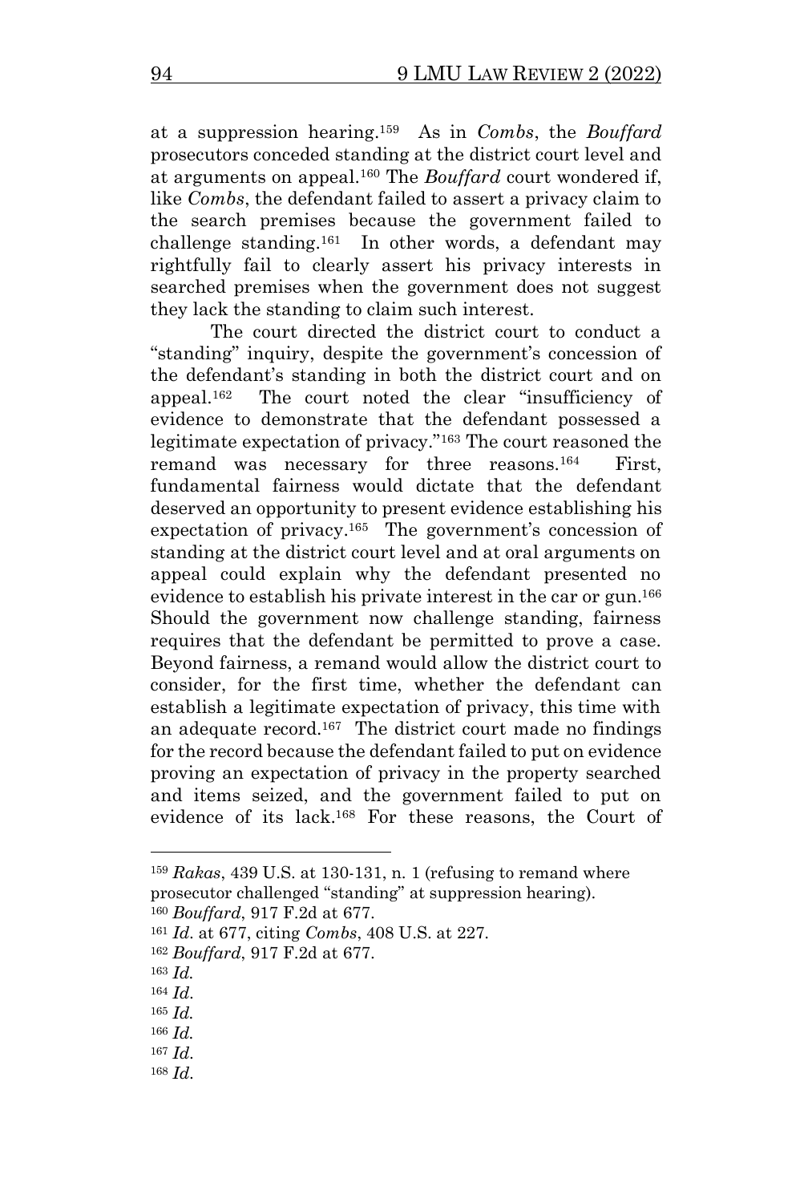at a suppression hearing.[159] As in *Combs*, the *Bouffard* prosecutors conceded standing at the district court level and at arguments on appeal.[160] The *Bouffard* court wondered if, like *Combs*, the defendant failed to assert a privacy claim to the search premises because the government failed to challenge standing.[161] In other words, a defendant may rightfully fail to clearly assert his privacy interests in searched premises when the government does not suggest they lack the standing to claim such interest.

The court directed the district court to conduct a "standing" inquiry, despite the government's concession of the defendant's standing in both the district court and on appeal.[162] The court noted the clear "insufficiency of evidence to demonstrate that the defendant possessed a legitimate expectation of privacy."[163] The court reasoned the remand was necessary for three reasons.[164] First, fundamental fairness would dictate that the defendant deserved an opportunity to present evidence establishing his expectation of privacy.[165] The government's concession of standing at the district court level and at oral arguments on appeal could explain why the defendant presented no evidence to establish his private interest in the car or gun.[166] Should the government now challenge standing, fairness requires that the defendant be permitted to prove a case. Beyond fairness, a remand would allow the district court to consider, for the first time, whether the defendant can establish a legitimate expectation of privacy, this time with an adequate record.[167] The district court made no findings for the record because the defendant failed to put on evidence proving an expectation of privacy in the property searched and items seized, and the government failed to put on evidence of its lack.[168] For these reasons, the Court of

---

[159] *Rakas*, 439 U.S. at 130-131, n. 1 (refusing to remand where prosecutor challenged "standing" at suppression hearing).

[160] *Bouffard*, 917 F.2d at 677.

[161] *Id*. at 677, citing *Combs*, 408 U.S. at 227.

[162] *Bouffard*, 917 F.2d at 677.

[163] *Id.*

[164] *Id*.

[165] *Id.*

[166] *Id.*

[167] *Id*.

[168] *Id*.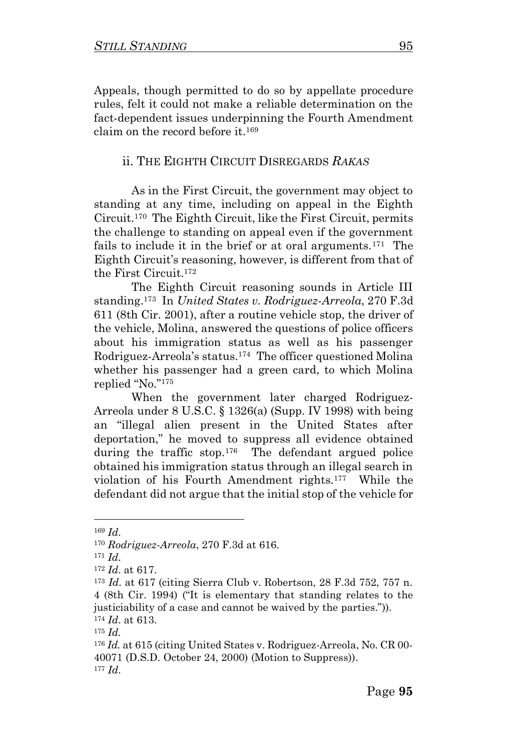Appeals, though permitted to do so by appellate procedure rules, felt it could not make a reliable determination on the fact-dependent issues underpinning the Fourth Amendment claim on the record before it.[169]

### ii. The Eighth Circuit Disregards *Rakas*

As in the First Circuit, the government may object to standing at any time, including on appeal in the Eighth Circuit.[170] The Eighth Circuit, like the First Circuit, permits the challenge to standing on appeal even if the government fails to include it in the brief or at oral arguments.[171] The Eighth Circuit's reasoning, however, is different from that of the First Circuit.[172]

The Eighth Circuit reasoning sounds in Article III standing.[173] In *United States v. Rodriguez-Arreola*, 270 F.3d 611 (8th Cir. 2001), after a routine vehicle stop, the driver of the vehicle, Molina, answered the questions of police officers about his immigration status as well as his passenger Rodriguez-Arreola's status.[174] The officer questioned Molina whether his passenger had a green card, to which Molina replied "No."[175]

When the government later charged Rodriguez-Arreola under 8 U.S.C. § 1326(a) (Supp. IV 1998) with being an "illegal alien present in the United States after deportation," he moved to suppress all evidence obtained during the traffic stop.[176] The defendant argued police obtained his immigration status through an illegal search in violation of his Fourth Amendment rights.[177] While the defendant did not argue that the initial stop of the vehicle for

---

[169] *Id*.

[170] *Rodriguez-Arreola*, 270 F.3d at 616.

[171] *Id*.

[172] *Id*. at 617.

[173] *Id*. at 617 (citing Sierra Club v. Robertson, 28 F.3d 752, 757 n. 4 (8th Cir. 1994) ("It is elementary that standing relates to the justiciability of a case and cannot be waived by the parties.")).

[174] *Id*. at 613.

[175] *Id*.

[176] *Id*. at 615 (citing United States v. Rodriguez-Arreola, No. CR 00-40071 (D.S.D. October 24, 2000) (Motion to Suppress)).

[177] *Id*.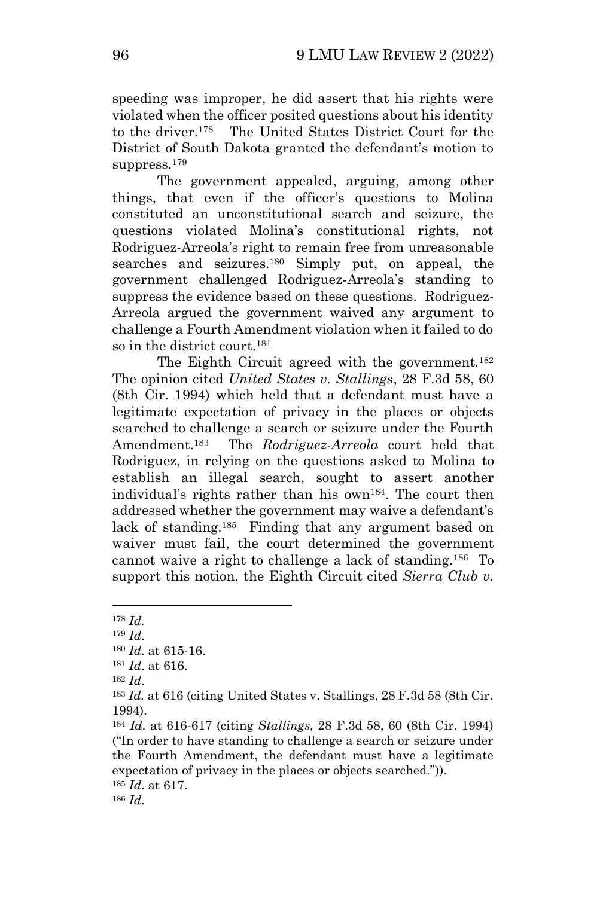speeding was improper, he did assert that his rights were violated when the officer posited questions about his identity to the driver.[178] The United States District Court for the District of South Dakota granted the defendant's motion to suppress.[179]

The government appealed, arguing, among other things, that even if the officer's questions to Molina constituted an unconstitutional search and seizure, the questions violated Molina's constitutional rights, not Rodriguez-Arreola's right to remain free from unreasonable searches and seizures.[180] Simply put, on appeal, the government challenged Rodriguez-Arreola's standing to suppress the evidence based on these questions. Rodriguez-Arreola argued the government waived any argument to challenge a Fourth Amendment violation when it failed to do so in the district court.[181]

The Eighth Circuit agreed with the government.[182] The opinion cited *United States v. Stallings*, 28 F.3d 58, 60 (8th Cir. 1994) which held that a defendant must have a legitimate expectation of privacy in the places or objects searched to challenge a search or seizure under the Fourth Amendment.[183] The *Rodriguez-Arreola* court held that Rodriguez, in relying on the questions asked to Molina to establish an illegal search, sought to assert another individual's rights rather than his own[184]. The court then addressed whether the government may waive a defendant's lack of standing.[185] Finding that any argument based on waiver must fail, the court determined the government cannot waive a right to challenge a lack of standing.[186] To support this notion, the Eighth Circuit cited *Sierra Club v.*

---

[178] *Id.*

[179] *Id.*

[180] *Id.* at 615-16.

[181] *Id.* at 616.

[182] *Id.*

[183] *Id.* at 616 (citing United States v. Stallings, 28 F.3d 58 (8th Cir. 1994).

[184] *Id.* at 616-617 (citing *Stallings,* 28 F.3d 58, 60 (8th Cir. 1994) ("In order to have standing to challenge a search or seizure under the Fourth Amendment, the defendant must have a legitimate expectation of privacy in the places or objects searched.")).

[185] *Id.* at 617.

[186] *Id.*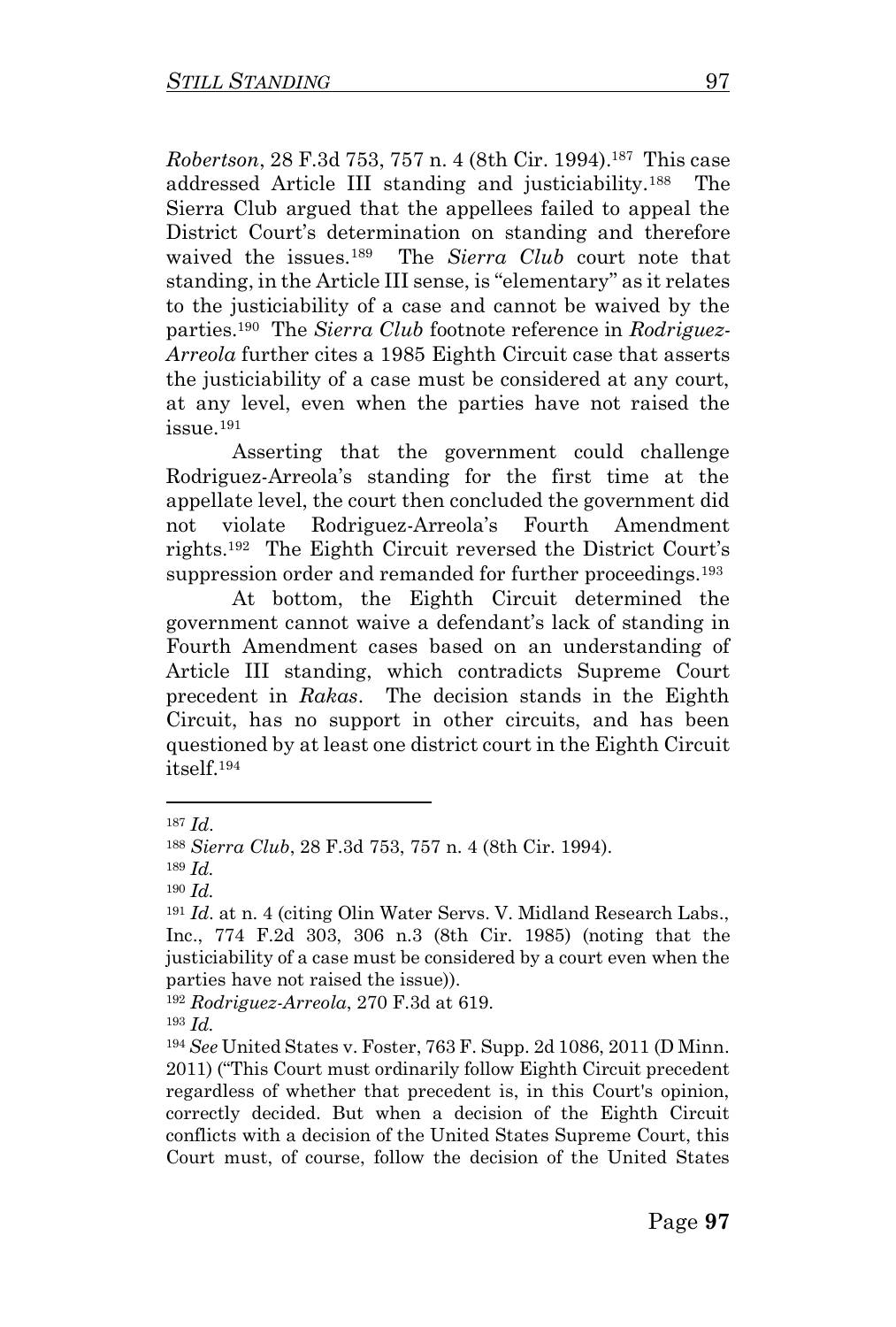*Robertson*, 28 F.3d 753, 757 n. 4 (8th Cir. 1994).[187] This case addressed Article III standing and justiciability.[188] The Sierra Club argued that the appellees failed to appeal the District Court's determination on standing and therefore waived the issues.[189] The *Sierra Club* court note that standing, in the Article III sense, is "elementary" as it relates to the justiciability of a case and cannot be waived by the parties.[190] The *Sierra Club* footnote reference in *Rodriguez-Arreola* further cites a 1985 Eighth Circuit case that asserts the justiciability of a case must be considered at any court, at any level, even when the parties have not raised the issue.[191]

Asserting that the government could challenge Rodriguez-Arreola's standing for the first time at the appellate level, the court then concluded the government did not violate Rodriguez-Arreola's Fourth Amendment rights.[192] The Eighth Circuit reversed the District Court's suppression order and remanded for further proceedings.[193]

At bottom, the Eighth Circuit determined the government cannot waive a defendant's lack of standing in Fourth Amendment cases based on an understanding of Article III standing, which contradicts Supreme Court precedent in *Rakas*. The decision stands in the Eighth Circuit, has no support in other circuits, and has been questioned by at least one district court in the Eighth Circuit itself.[194]

---

[187] *Id*.

[188] *Sierra Club*, 28 F.3d 753, 757 n. 4 (8th Cir. 1994).

[189] *Id.*

[190] *Id.*

[191] *Id*. at n. 4 (citing Olin Water Servs. V. Midland Research Labs., Inc., 774 F.2d 303, 306 n.3 (8th Cir. 1985) (noting that the justiciability of a case must be considered by a court even when the parties have not raised the issue)).

[192] *Rodriguez-Arreola*, 270 F.3d at 619.

[193] *Id.*

[194] *See* United States v. Foster, 763 F. Supp. 2d 1086, 2011 (D Minn. 2011) ("This Court must ordinarily follow Eighth Circuit precedent regardless of whether that precedent is, in this Court's opinion, correctly decided. But when a decision of the Eighth Circuit conflicts with a decision of the United States Supreme Court, this Court must, of course, follow the decision of the United States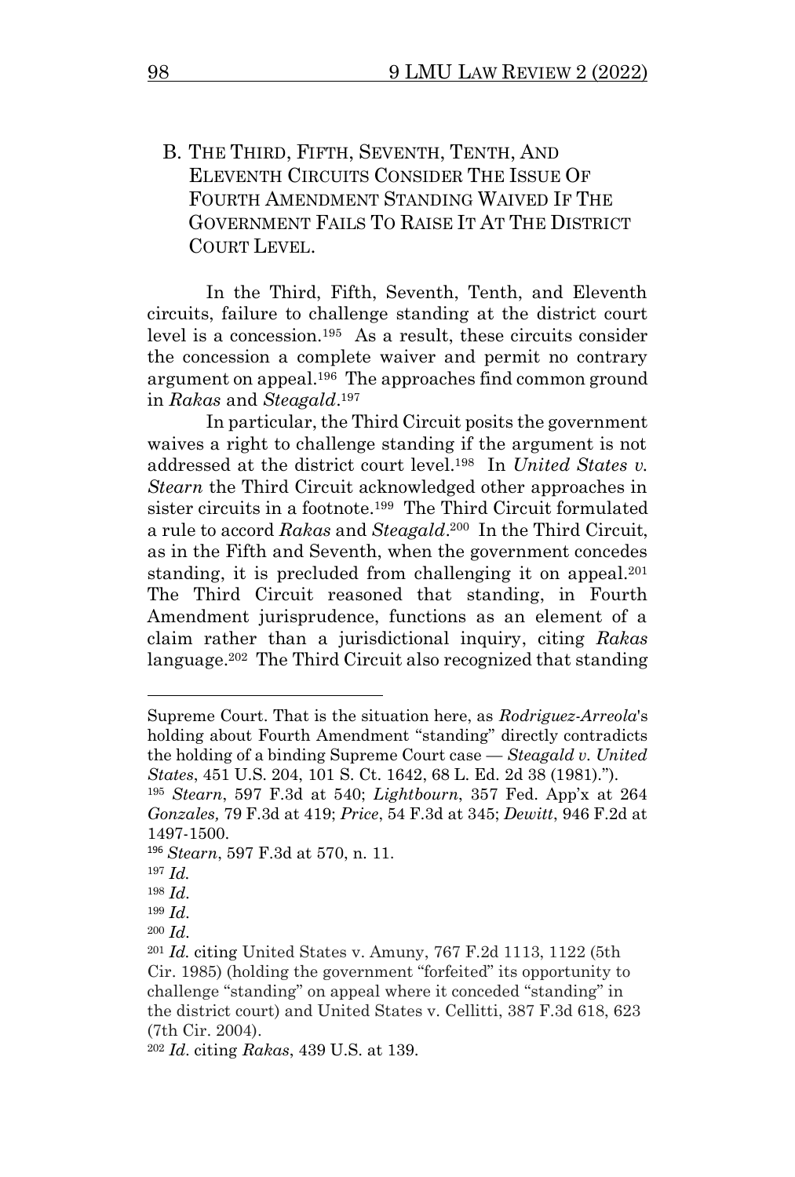## B. The Third, Fifth, Seventh, Tenth, and Eleventh Circuits Consider the Issue of Fourth Amendment Standing Waived If the Government Fails to Raise It at the District Court Level.

In the Third, Fifth, Seventh, Tenth, and Eleventh circuits, failure to challenge standing at the district court level is a concession.[195] As a result, these circuits consider the concession a complete waiver and permit no contrary argument on appeal.[196] The approaches find common ground in *Rakas* and *Steagald*.[197]

In particular, the Third Circuit posits the government waives a right to challenge standing if the argument is not addressed at the district court level.[198] In *United States v. Stearn* the Third Circuit acknowledged other approaches in sister circuits in a footnote.[199] The Third Circuit formulated a rule to accord *Rakas* and *Steagald*.[200] In the Third Circuit, as in the Fifth and Seventh, when the government concedes standing, it is precluded from challenging it on appeal.[201] The Third Circuit reasoned that standing, in Fourth Amendment jurisprudence, functions as an element of a claim rather than a jurisdictional inquiry, citing *Rakas* language.[202] The Third Circuit also recognized that standing

---

Supreme Court. That is the situation here, as *Rodriguez-Arreola*'s holding about Fourth Amendment "standing" directly contradicts the holding of a binding Supreme Court case — *Steagald v. United States*, 451 U.S. 204, 101 S. Ct. 1642, 68 L. Ed. 2d 38 (1981).").

[195] *Stearn*, 597 F.3d at 540; *Lightbourn*, 357 Fed. App'x at 264 *Gonzales,* 79 F.3d at 419; *Price*, 54 F.3d at 345; *Dewitt*, 946 F.2d at 1497-1500.

[196] *Stearn*, 597 F.3d at 570, n. 11.

[197] *Id.*

[198] *Id*.

[199] *Id*.

[200] *Id*.

[201] *Id.* citing United States v. Amuny, 767 F.2d 1113, 1122 (5th Cir. 1985) (holding the government "forfeited" its opportunity to challenge "standing" on appeal where it conceded "standing" in the district court) and United States v. Cellitti, 387 F.3d 618, 623 (7th Cir. 2004).

[202] *Id*. citing *Rakas*, 439 U.S. at 139.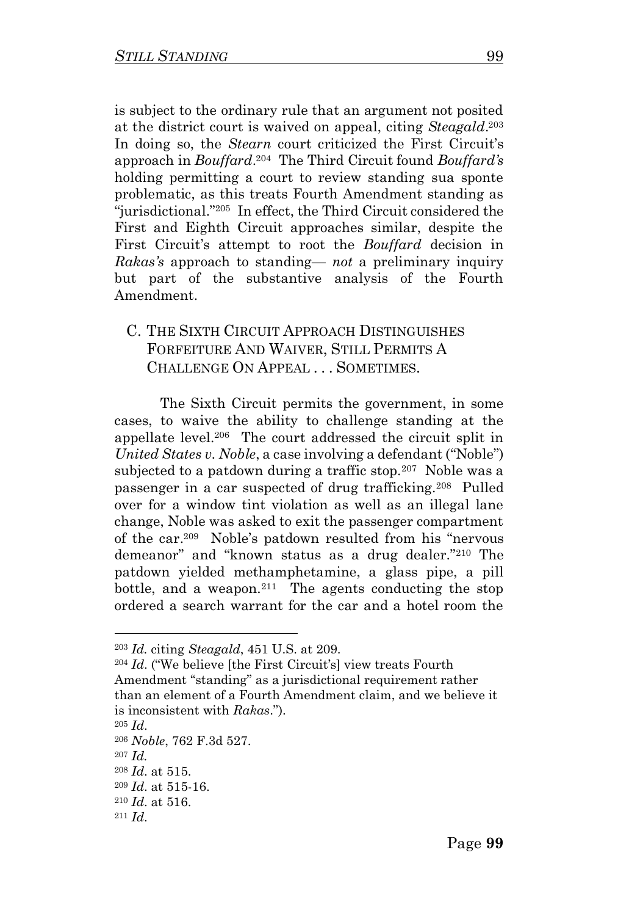is subject to the ordinary rule that an argument not posited at the district court is waived on appeal, citing *Steagald*.[203] In doing so, the *Stearn* court criticized the First Circuit's approach in *Bouffard*.[204] The Third Circuit found *Bouffard's* holding permitting a court to review standing sua sponte problematic, as this treats Fourth Amendment standing as "jurisdictional."[205] In effect, the Third Circuit considered the First and Eighth Circuit approaches similar, despite the First Circuit's attempt to root the *Bouffard* decision in *Rakas's* approach to standing— *not* a preliminary inquiry but part of the substantive analysis of the Fourth Amendment.

### C. The Sixth Circuit Approach Distinguishes Forfeiture And Waiver, Still Permits A Challenge On Appeal . . . Sometimes.

The Sixth Circuit permits the government, in some cases, to waive the ability to challenge standing at the appellate level.[206] The court addressed the circuit split in *United States v. Noble*, a case involving a defendant ("Noble") subjected to a patdown during a traffic stop.[207] Noble was a passenger in a car suspected of drug trafficking.[208] Pulled over for a window tint violation as well as an illegal lane change, Noble was asked to exit the passenger compartment of the car.[209] Noble's patdown resulted from his "nervous demeanor" and "known status as a drug dealer."[210] The patdown yielded methamphetamine, a glass pipe, a pill bottle, and a weapon.[211] The agents conducting the stop ordered a search warrant for the car and a hotel room the

---

[203] *Id.* citing *Steagald*, 451 U.S. at 209.

[204] *Id.* ("We believe [the First Circuit's] view treats Fourth Amendment "standing" as a jurisdictional requirement rather than an element of a Fourth Amendment claim, and we believe it is inconsistent with *Rakas*.").

[205] *Id.*

[206] *Noble*, 762 F.3d 527.

[207] *Id.*

[208] *Id.* at 515.

[209] *Id.* at 515-16.

[210] *Id.* at 516.

[211] *Id.*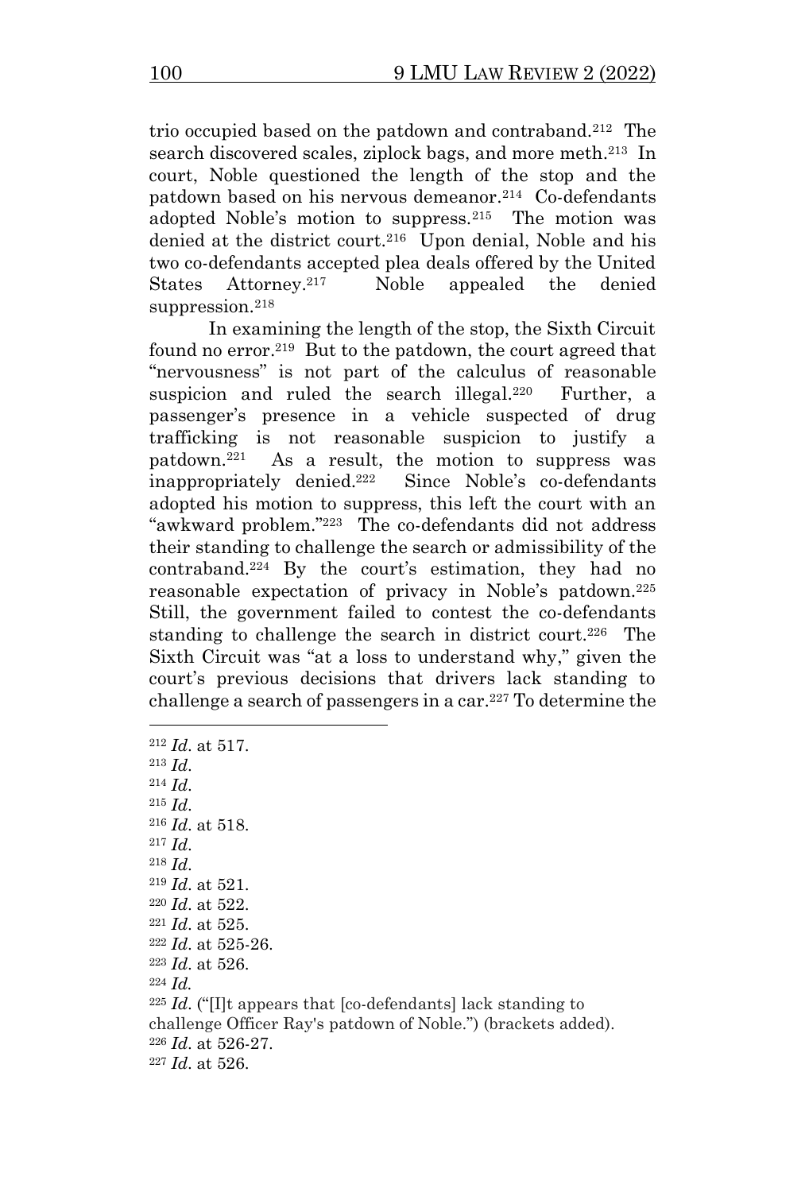trio occupied based on the patdown and contraband.[212] The search discovered scales, ziplock bags, and more meth.[213] In court, Noble questioned the length of the stop and the patdown based on his nervous demeanor.[214] Co-defendants adopted Noble's motion to suppress.[215] The motion was denied at the district court.[216] Upon denial, Noble and his two co-defendants accepted plea deals offered by the United States Attorney.[217] Noble appealed the denied suppression.[218]

In examining the length of the stop, the Sixth Circuit found no error.[219] But to the patdown, the court agreed that "nervousness" is not part of the calculus of reasonable suspicion and ruled the search illegal.[220] Further, a passenger's presence in a vehicle suspected of drug trafficking is not reasonable suspicion to justify a patdown.[221] As a result, the motion to suppress was inappropriately denied.[222] Since Noble's co-defendants adopted his motion to suppress, this left the court with an "awkward problem."[223] The co-defendants did not address their standing to challenge the search or admissibility of the contraband.[224] By the court's estimation, they had no reasonable expectation of privacy in Noble's patdown.[225] Still, the government failed to contest the co-defendants standing to challenge the search in district court.[226] The Sixth Circuit was "at a loss to understand why," given the court's previous decisions that drivers lack standing to challenge a search of passengers in a car.[227] To determine the

---

[212] *Id.* at 517.
[213] *Id.*
[214] *Id.*
[215] *Id.*
[216] *Id.* at 518.
[217] *Id.*
[218] *Id.*
[219] *Id.* at 521.
[220] *Id.* at 522.
[221] *Id.* at 525.
[222] *Id.* at 525-26.
[223] *Id.* at 526.
[224] *Id.*
[225] *Id.* ("[I]t appears that [co-defendants] lack standing to challenge Officer Ray's patdown of Noble.") (brackets added).
[226] *Id.* at 526-27.
[227] *Id.* at 526.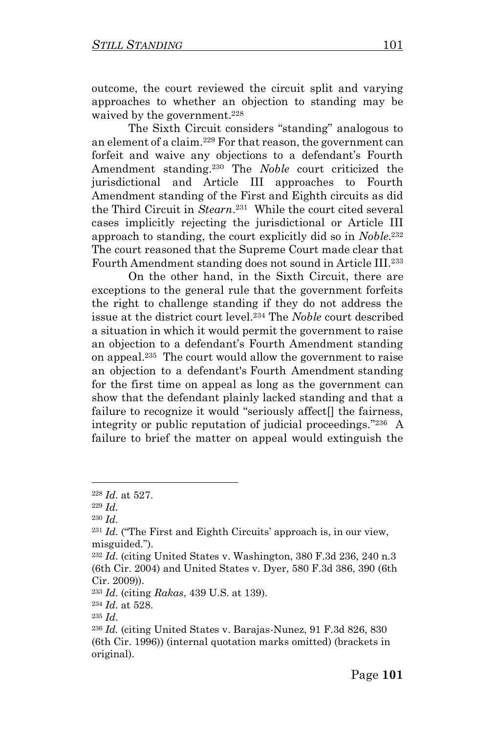outcome, the court reviewed the circuit split and varying approaches to whether an objection to standing may be waived by the government.[228]

The Sixth Circuit considers "standing" analogous to an element of a claim.[229] For that reason, the government can forfeit and waive any objections to a defendant's Fourth Amendment standing.[230] The *Noble* court criticized the jurisdictional and Article III approaches to Fourth Amendment standing of the First and Eighth circuits as did the Third Circuit in *Stearn*.[231] While the court cited several cases implicitly rejecting the jurisdictional or Article III approach to standing, the court explicitly did so in *Noble*.[232] The court reasoned that the Supreme Court made clear that Fourth Amendment standing does not sound in Article III.[233]

On the other hand, in the Sixth Circuit, there are exceptions to the general rule that the government forfeits the right to challenge standing if they do not address the issue at the district court level.[234] The *Noble* court described a situation in which it would permit the government to raise an objection to a defendant's Fourth Amendment standing on appeal.[235] The court would allow the government to raise an objection to a defendant's Fourth Amendment standing for the first time on appeal as long as the government can show that the defendant plainly lacked standing and that a failure to recognize it would "seriously affect[] the fairness, integrity or public reputation of judicial proceedings."[236] A failure to brief the matter on appeal would extinguish the

---

[228] *Id.* at 527.

[229] *Id.*

[230] *Id.*

[231] *Id.* ("The First and Eighth Circuits' approach is, in our view, misguided.").

[232] *Id.* (citing United States v. Washington, 380 F.3d 236, 240 n.3 (6th Cir. 2004) and United States v. Dyer, 580 F.3d 386, 390 (6th Cir. 2009)).

[233] *Id.* (citing *Rakas*, 439 U.S. at 139).

[234] *Id.* at 528.

[235] *Id.*

[236] *Id.* (citing United States v. Barajas-Nunez, 91 F.3d 826, 830 (6th Cir. 1996)) (internal quotation marks omitted) (brackets in original).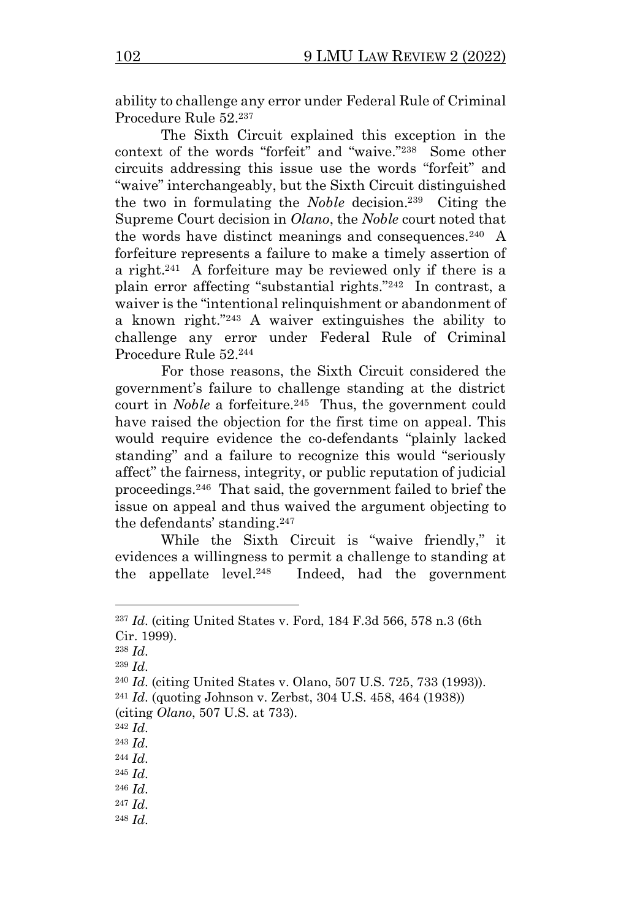ability to challenge any error under Federal Rule of Criminal Procedure Rule 52.[237]

The Sixth Circuit explained this exception in the context of the words "forfeit" and "waive."[238] Some other circuits addressing this issue use the words "forfeit" and "waive" interchangeably, but the Sixth Circuit distinguished the two in formulating the *Noble* decision.[239] Citing the Supreme Court decision in *Olano*, the *Noble* court noted that the words have distinct meanings and consequences.[240] A forfeiture represents a failure to make a timely assertion of a right.[241] A forfeiture may be reviewed only if there is a plain error affecting "substantial rights."[242] In contrast, a waiver is the "intentional relinquishment or abandonment of a known right."[243] A waiver extinguishes the ability to challenge any error under Federal Rule of Criminal Procedure Rule 52.[244]

For those reasons, the Sixth Circuit considered the government's failure to challenge standing at the district court in *Noble* a forfeiture.[245] Thus, the government could have raised the objection for the first time on appeal. This would require evidence the co-defendants "plainly lacked standing" and a failure to recognize this would "seriously affect" the fairness, integrity, or public reputation of judicial proceedings.[246] That said, the government failed to brief the issue on appeal and thus waived the argument objecting to the defendants' standing.[247]

While the Sixth Circuit is "waive friendly," it evidences a willingness to permit a challenge to standing at the appellate level.[248] Indeed, had the government

---

[237] *Id.* (citing United States v. Ford, 184 F.3d 566, 578 n.3 (6th Cir. 1999).

[238] *Id.*

[239] *Id.*

[240] *Id.* (citing United States v. Olano, 507 U.S. 725, 733 (1993)).

[241] *Id.* (quoting Johnson v. Zerbst, 304 U.S. 458, 464 (1938)) (citing *Olano*, 507 U.S. at 733).

[242] *Id.*

[243] *Id.*

[244] *Id.*

[245] *Id.*

[246] *Id.*

[247] *Id.*

[248] *Id.*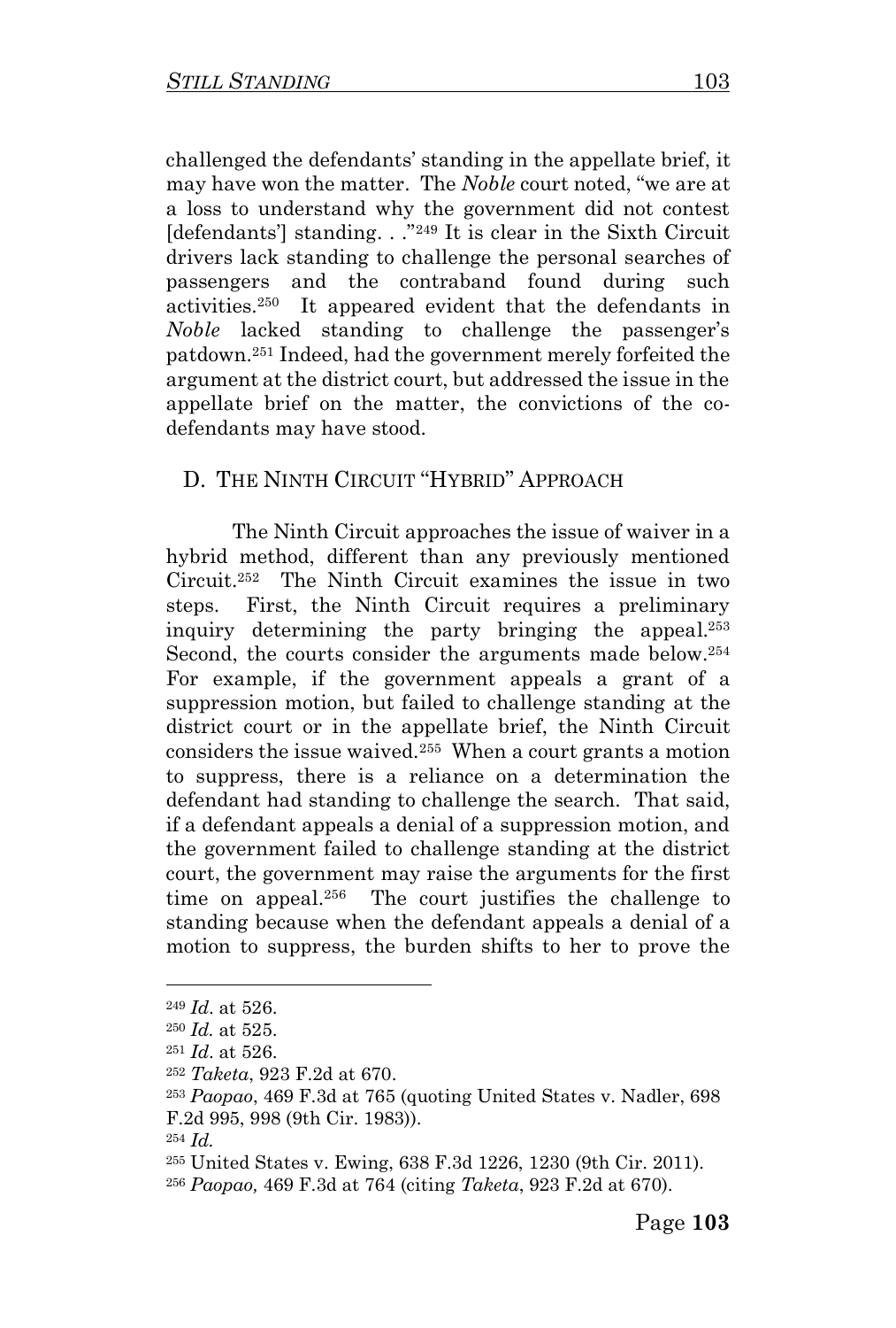challenged the defendants' standing in the appellate brief, it may have won the matter. The *Noble* court noted, "we are at a loss to understand why the government did not contest [defendants'] standing. . ."[249] It is clear in the Sixth Circuit drivers lack standing to challenge the personal searches of passengers and the contraband found during such activities.[250] It appeared evident that the defendants in *Noble* lacked standing to challenge the passenger's patdown.[251] Indeed, had the government merely forfeited the argument at the district court, but addressed the issue in the appellate brief on the matter, the convictions of the co-defendants may have stood.

## D. THE NINTH CIRCUIT "HYBRID" APPROACH

The Ninth Circuit approaches the issue of waiver in a hybrid method, different than any previously mentioned Circuit.[252] The Ninth Circuit examines the issue in two steps. First, the Ninth Circuit requires a preliminary inquiry determining the party bringing the appeal.[253] Second, the courts consider the arguments made below.[254] For example, if the government appeals a grant of a suppression motion, but failed to challenge standing at the district court or in the appellate brief, the Ninth Circuit considers the issue waived.[255] When a court grants a motion to suppress, there is a reliance on a determination the defendant had standing to challenge the search. That said, if a defendant appeals a denial of a suppression motion, and the government failed to challenge standing at the district court, the government may raise the arguments for the first time on appeal.[256] The court justifies the challenge to standing because when the defendant appeals a denial of a motion to suppress, the burden shifts to her to prove the

---

[249] *Id*. at 526.

[250] *Id.* at 525.

[251] *Id*. at 526.

[252] *Taketa*, 923 F.2d at 670.

[253] *Paopao*, 469 F.3d at 765 (quoting United States v. Nadler, 698 F.2d 995, 998 (9th Cir. 1983)).

[254] *Id.*

[255] United States v. Ewing, 638 F.3d 1226, 1230 (9th Cir. 2011).

[256] *Paopao,* 469 F.3d at 764 (citing *Taketa*, 923 F.2d at 670).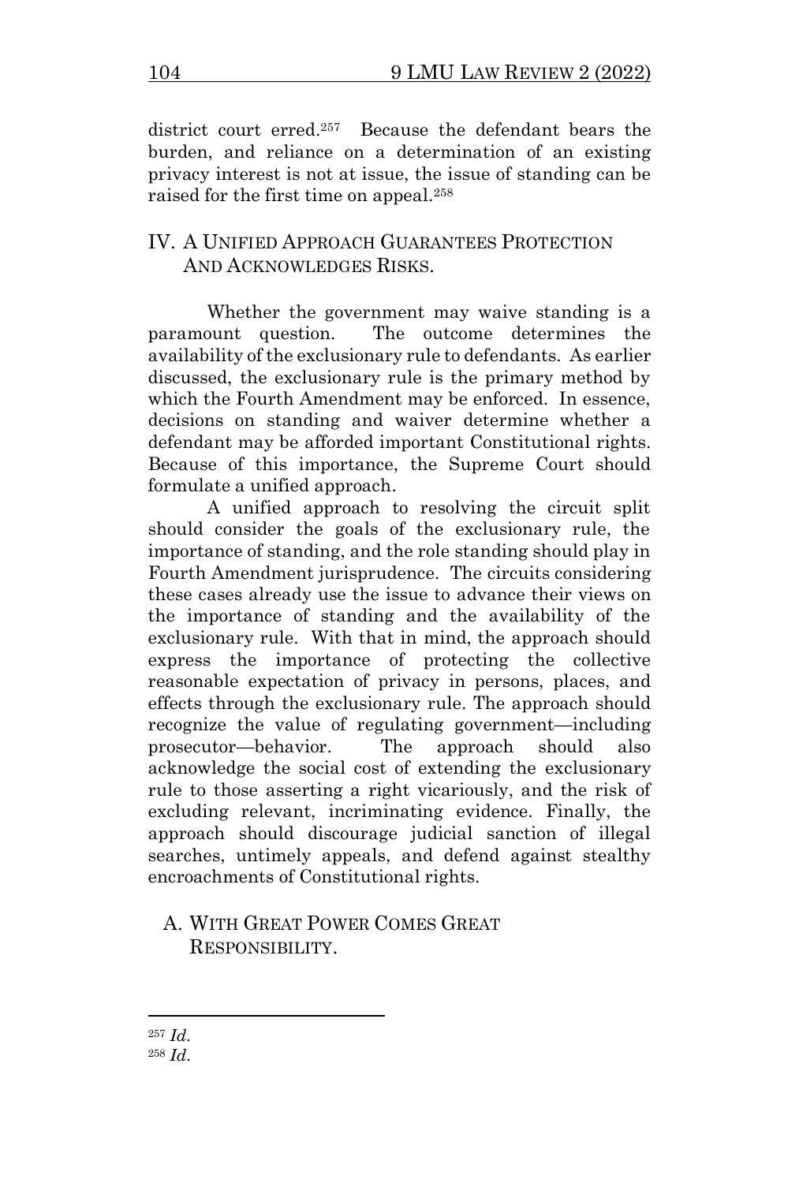district court erred.[257] Because the defendant bears the burden, and reliance on a determination of an existing privacy interest is not at issue, the issue of standing can be raised for the first time on appeal.[258]

## IV. A UNIFIED APPROACH GUARANTEES PROTECTION AND ACKNOWLEDGES RISKS.

Whether the government may waive standing is a paramount question. The outcome determines the availability of the exclusionary rule to defendants. As earlier discussed, the exclusionary rule is the primary method by which the Fourth Amendment may be enforced. In essence, decisions on standing and waiver determine whether a defendant may be afforded important Constitutional rights. Because of this importance, the Supreme Court should formulate a unified approach.

A unified approach to resolving the circuit split should consider the goals of the exclusionary rule, the importance of standing, and the role standing should play in Fourth Amendment jurisprudence. The circuits considering these cases already use the issue to advance their views on the importance of standing and the availability of the exclusionary rule. With that in mind, the approach should express the importance of protecting the collective reasonable expectation of privacy in persons, places, and effects through the exclusionary rule. The approach should recognize the value of regulating government—including prosecutor—behavior. The approach should also acknowledge the social cost of extending the exclusionary rule to those asserting a right vicariously, and the risk of excluding relevant, incriminating evidence. Finally, the approach should discourage judicial sanction of illegal searches, untimely appeals, and defend against stealthy encroachments of Constitutional rights.

### A. WITH GREAT POWER COMES GREAT RESPONSIBILITY.

---

[257] *Id.*

[258] *Id.*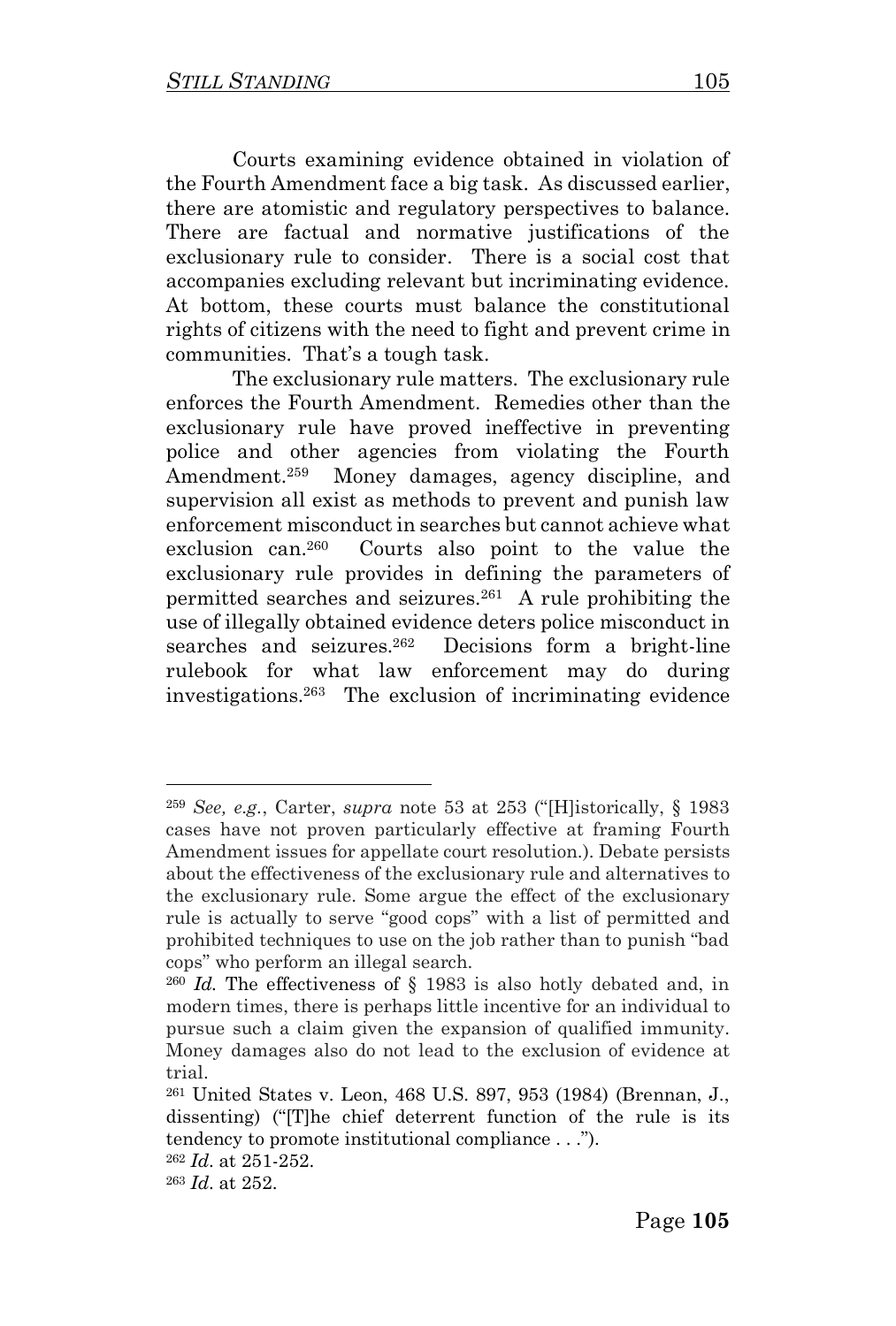Courts examining evidence obtained in violation of the Fourth Amendment face a big task. As discussed earlier, there are atomistic and regulatory perspectives to balance. There are factual and normative justifications of the exclusionary rule to consider. There is a social cost that accompanies excluding relevant but incriminating evidence. At bottom, these courts must balance the constitutional rights of citizens with the need to fight and prevent crime in communities. That's a tough task.

The exclusionary rule matters. The exclusionary rule enforces the Fourth Amendment. Remedies other than the exclusionary rule have proved ineffective in preventing police and other agencies from violating the Fourth Amendment.[259] Money damages, agency discipline, and supervision all exist as methods to prevent and punish law enforcement misconduct in searches but cannot achieve what exclusion can.[260] Courts also point to the value the exclusionary rule provides in defining the parameters of permitted searches and seizures.[261] A rule prohibiting the use of illegally obtained evidence deters police misconduct in searches and seizures.[262] Decisions form a bright-line rulebook for what law enforcement may do during investigations.[263] The exclusion of incriminating evidence

---

[259] *See, e.g.*, Carter, *supra* note 53 at 253 ("[H]istorically, § 1983 cases have not proven particularly effective at framing Fourth Amendment issues for appellate court resolution.). Debate persists about the effectiveness of the exclusionary rule and alternatives to the exclusionary rule. Some argue the effect of the exclusionary rule is actually to serve "good cops" with a list of permitted and prohibited techniques to use on the job rather than to punish "bad cops" who perform an illegal search.

[260] *Id.* The effectiveness of § 1983 is also hotly debated and, in modern times, there is perhaps little incentive for an individual to pursue such a claim given the expansion of qualified immunity. Money damages also do not lead to the exclusion of evidence at trial.

[261] United States v. Leon, 468 U.S. 897, 953 (1984) (Brennan, J., dissenting) ("[T]he chief deterrent function of the rule is its tendency to promote institutional compliance . . .").

[262] *Id*. at 251-252.

[263] *Id*. at 252.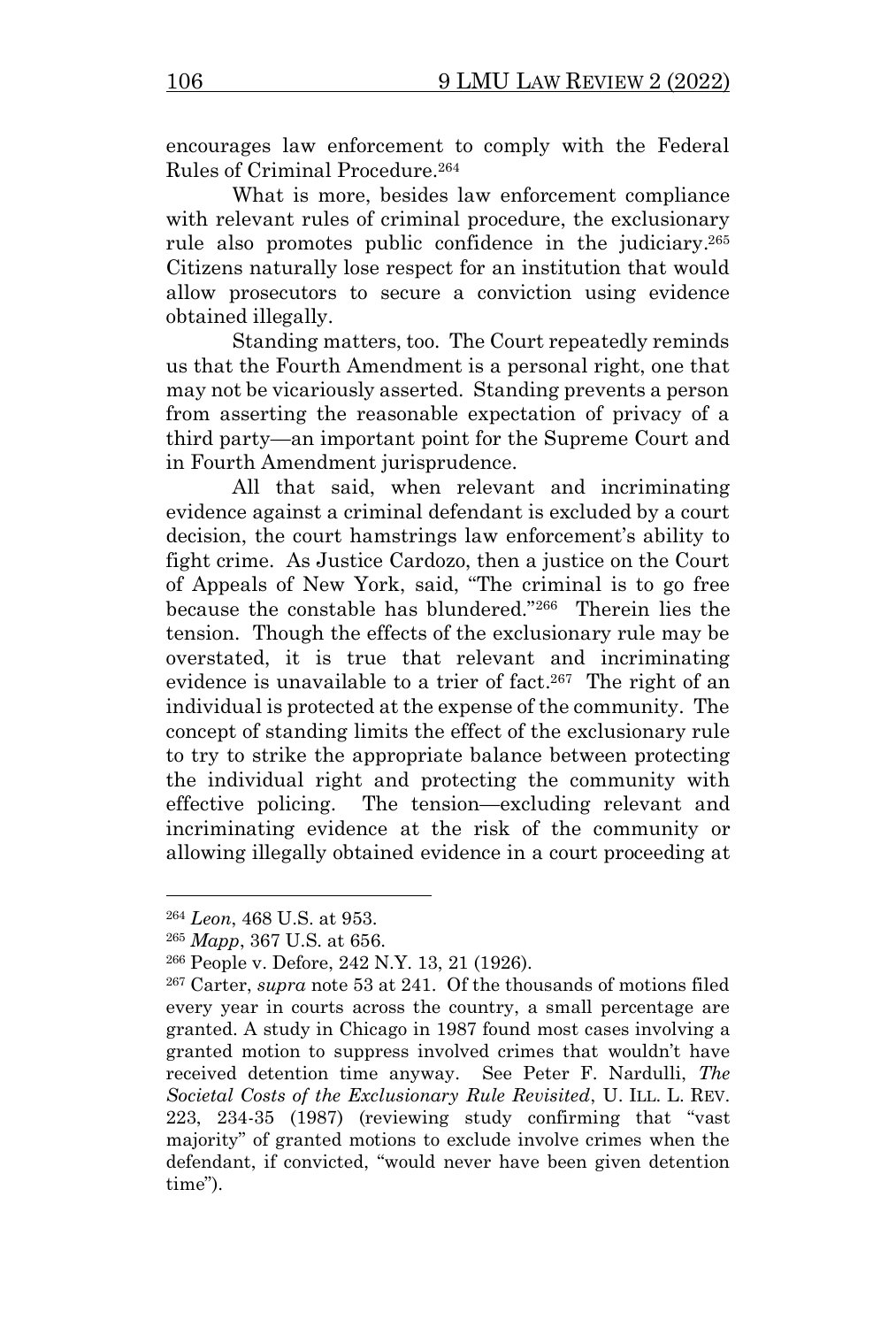encourages law enforcement to comply with the Federal Rules of Criminal Procedure.[264]

What is more, besides law enforcement compliance with relevant rules of criminal procedure, the exclusionary rule also promotes public confidence in the judiciary.[265] Citizens naturally lose respect for an institution that would allow prosecutors to secure a conviction using evidence obtained illegally.

Standing matters, too. The Court repeatedly reminds us that the Fourth Amendment is a personal right, one that may not be vicariously asserted. Standing prevents a person from asserting the reasonable expectation of privacy of a third party—an important point for the Supreme Court and in Fourth Amendment jurisprudence.

All that said, when relevant and incriminating evidence against a criminal defendant is excluded by a court decision, the court hamstrings law enforcement's ability to fight crime. As Justice Cardozo, then a justice on the Court of Appeals of New York, said, "The criminal is to go free because the constable has blundered."[266] Therein lies the tension. Though the effects of the exclusionary rule may be overstated, it is true that relevant and incriminating evidence is unavailable to a trier of fact.[267] The right of an individual is protected at the expense of the community. The concept of standing limits the effect of the exclusionary rule to try to strike the appropriate balance between protecting the individual right and protecting the community with effective policing. The tension—excluding relevant and incriminating evidence at the risk of the community or allowing illegally obtained evidence in a court proceeding at

---

[264] *Leon*, 468 U.S. at 953.

[265] *Mapp*, 367 U.S. at 656.

[266] People v. Defore, 242 N.Y. 13, 21 (1926).

[267] Carter, *supra* note 53 at 241. Of the thousands of motions filed every year in courts across the country, a small percentage are granted. A study in Chicago in 1987 found most cases involving a granted motion to suppress involved crimes that wouldn't have received detention time anyway. See Peter F. Nardulli, *The Societal Costs of the Exclusionary Rule Revisited*, U. ILL. L. REV. 223, 234-35 (1987) (reviewing study confirming that "vast majority" of granted motions to exclude involve crimes when the defendant, if convicted, "would never have been given detention time").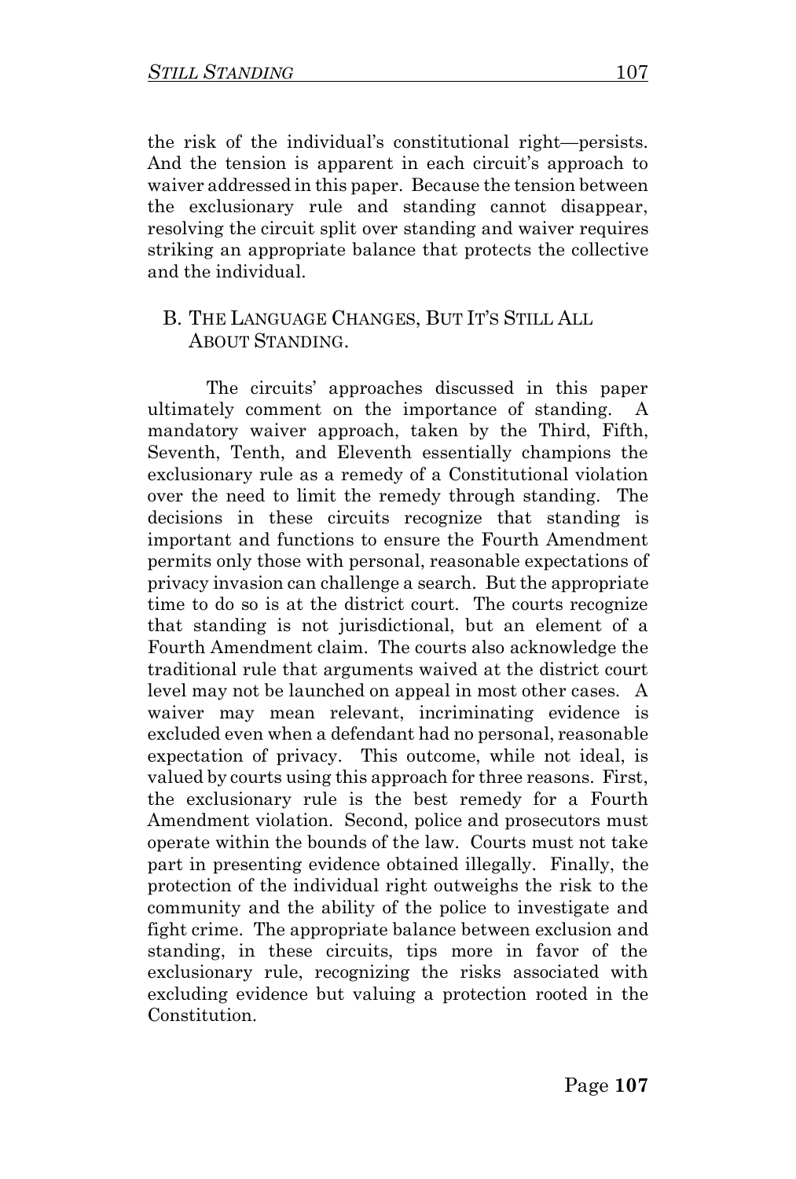the risk of the individual's constitutional right—persists. And the tension is apparent in each circuit's approach to waiver addressed in this paper. Because the tension between the exclusionary rule and standing cannot disappear, resolving the circuit split over standing and waiver requires striking an appropriate balance that protects the collective and the individual.

## B. The Language Changes, But It's Still All About Standing.

The circuits' approaches discussed in this paper ultimately comment on the importance of standing. A mandatory waiver approach, taken by the Third, Fifth, Seventh, Tenth, and Eleventh essentially champions the exclusionary rule as a remedy of a Constitutional violation over the need to limit the remedy through standing. The decisions in these circuits recognize that standing is important and functions to ensure the Fourth Amendment permits only those with personal, reasonable expectations of privacy invasion can challenge a search. But the appropriate time to do so is at the district court. The courts recognize that standing is not jurisdictional, but an element of a Fourth Amendment claim. The courts also acknowledge the traditional rule that arguments waived at the district court level may not be launched on appeal in most other cases. A waiver may mean relevant, incriminating evidence is excluded even when a defendant had no personal, reasonable expectation of privacy. This outcome, while not ideal, is valued by courts using this approach for three reasons. First, the exclusionary rule is the best remedy for a Fourth Amendment violation. Second, police and prosecutors must operate within the bounds of the law. Courts must not take part in presenting evidence obtained illegally. Finally, the protection of the individual right outweighs the risk to the community and the ability of the police to investigate and fight crime. The appropriate balance between exclusion and standing, in these circuits, tips more in favor of the exclusionary rule, recognizing the risks associated with excluding evidence but valuing a protection rooted in the Constitution.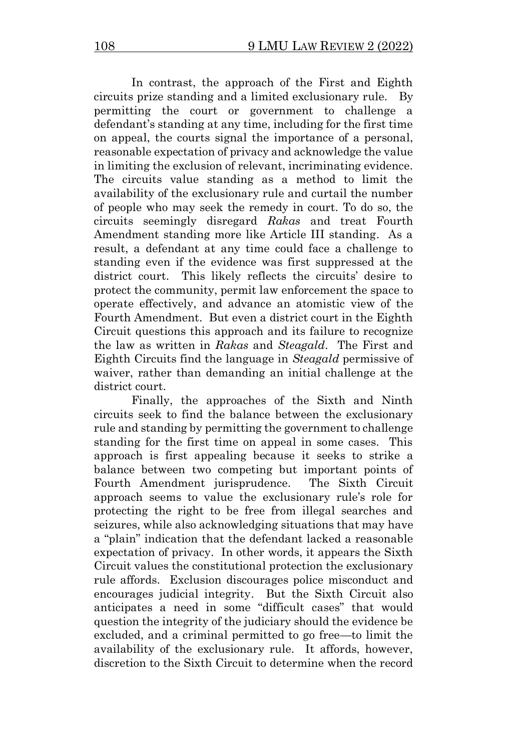In contrast, the approach of the First and Eighth circuits prize standing and a limited exclusionary rule. By permitting the court or government to challenge a defendant's standing at any time, including for the first time on appeal, the courts signal the importance of a personal, reasonable expectation of privacy and acknowledge the value in limiting the exclusion of relevant, incriminating evidence. The circuits value standing as a method to limit the availability of the exclusionary rule and curtail the number of people who may seek the remedy in court. To do so, the circuits seemingly disregard *Rakas* and treat Fourth Amendment standing more like Article III standing. As a result, a defendant at any time could face a challenge to standing even if the evidence was first suppressed at the district court. This likely reflects the circuits' desire to protect the community, permit law enforcement the space to operate effectively, and advance an atomistic view of the Fourth Amendment. But even a district court in the Eighth Circuit questions this approach and its failure to recognize the law as written in *Rakas* and *Steagald*. The First and Eighth Circuits find the language in *Steagald* permissive of waiver, rather than demanding an initial challenge at the district court.

Finally, the approaches of the Sixth and Ninth circuits seek to find the balance between the exclusionary rule and standing by permitting the government to challenge standing for the first time on appeal in some cases. This approach is first appealing because it seeks to strike a balance between two competing but important points of Fourth Amendment jurisprudence. The Sixth Circuit approach seems to value the exclusionary rule's role for protecting the right to be free from illegal searches and seizures, while also acknowledging situations that may have a "plain" indication that the defendant lacked a reasonable expectation of privacy. In other words, it appears the Sixth Circuit values the constitutional protection the exclusionary rule affords. Exclusion discourages police misconduct and encourages judicial integrity. But the Sixth Circuit also anticipates a need in some "difficult cases" that would question the integrity of the judiciary should the evidence be excluded, and a criminal permitted to go free—to limit the availability of the exclusionary rule. It affords, however, discretion to the Sixth Circuit to determine when the record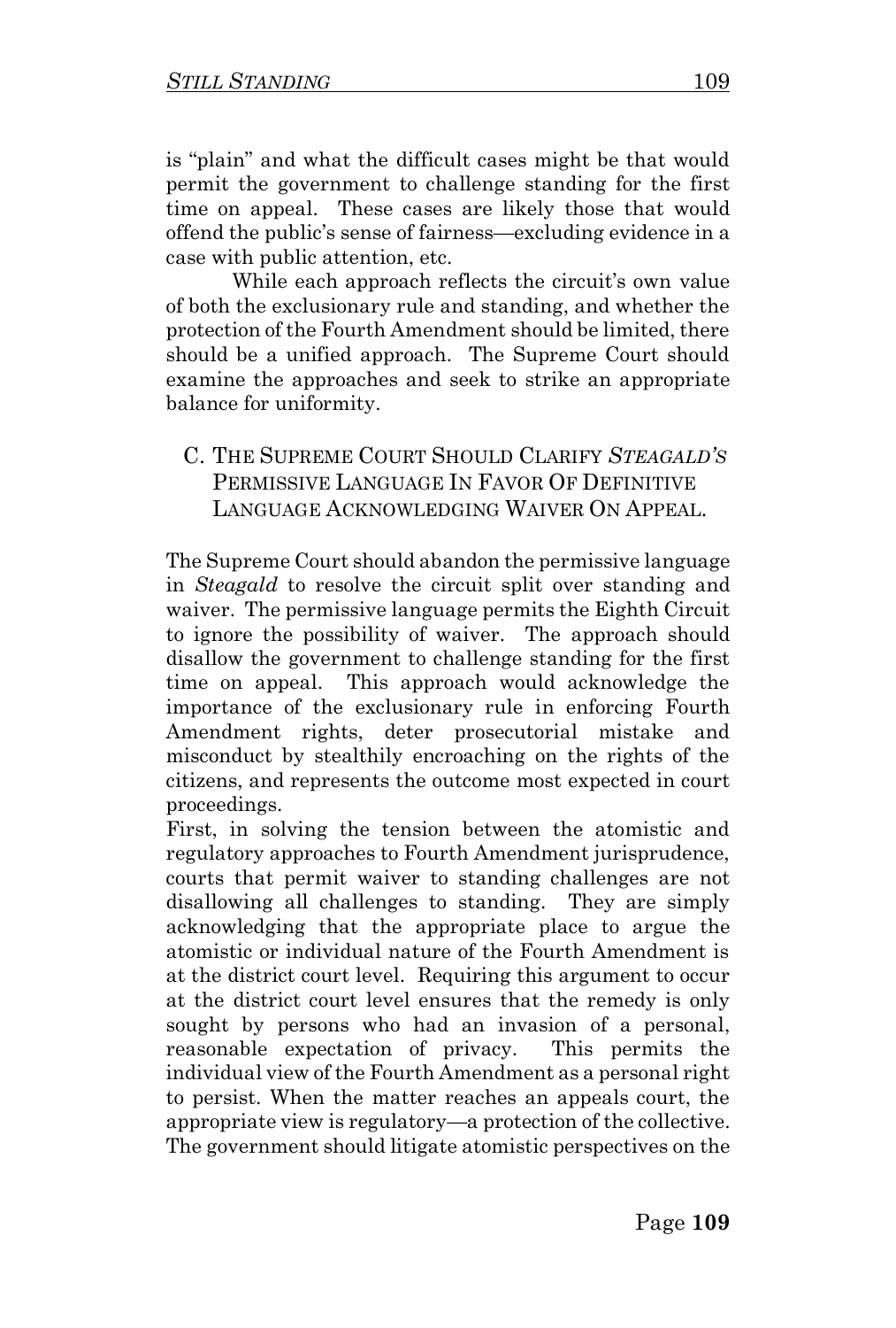is "plain" and what the difficult cases might be that would permit the government to challenge standing for the first time on appeal. These cases are likely those that would offend the public's sense of fairness—excluding evidence in a case with public attention, etc.

While each approach reflects the circuit's own value of both the exclusionary rule and standing, and whether the protection of the Fourth Amendment should be limited, there should be a unified approach. The Supreme Court should examine the approaches and seek to strike an appropriate balance for uniformity.

### C. THE SUPREME COURT SHOULD CLARIFY *STEAGALD'S* PERMISSIVE LANGUAGE IN FAVOR OF DEFINITIVE LANGUAGE ACKNOWLEDGING WAIVER ON APPEAL.

The Supreme Court should abandon the permissive language in *Steagald* to resolve the circuit split over standing and waiver. The permissive language permits the Eighth Circuit to ignore the possibility of waiver. The approach should disallow the government to challenge standing for the first time on appeal. This approach would acknowledge the importance of the exclusionary rule in enforcing Fourth Amendment rights, deter prosecutorial mistake and misconduct by stealthily encroaching on the rights of the citizens, and represents the outcome most expected in court proceedings.

First, in solving the tension between the atomistic and regulatory approaches to Fourth Amendment jurisprudence, courts that permit waiver to standing challenges are not disallowing all challenges to standing. They are simply acknowledging that the appropriate place to argue the atomistic or individual nature of the Fourth Amendment is at the district court level. Requiring this argument to occur at the district court level ensures that the remedy is only sought by persons who had an invasion of a personal, reasonable expectation of privacy. This permits the individual view of the Fourth Amendment as a personal right to persist. When the matter reaches an appeals court, the appropriate view is regulatory—a protection of the collective. The government should litigate atomistic perspectives on the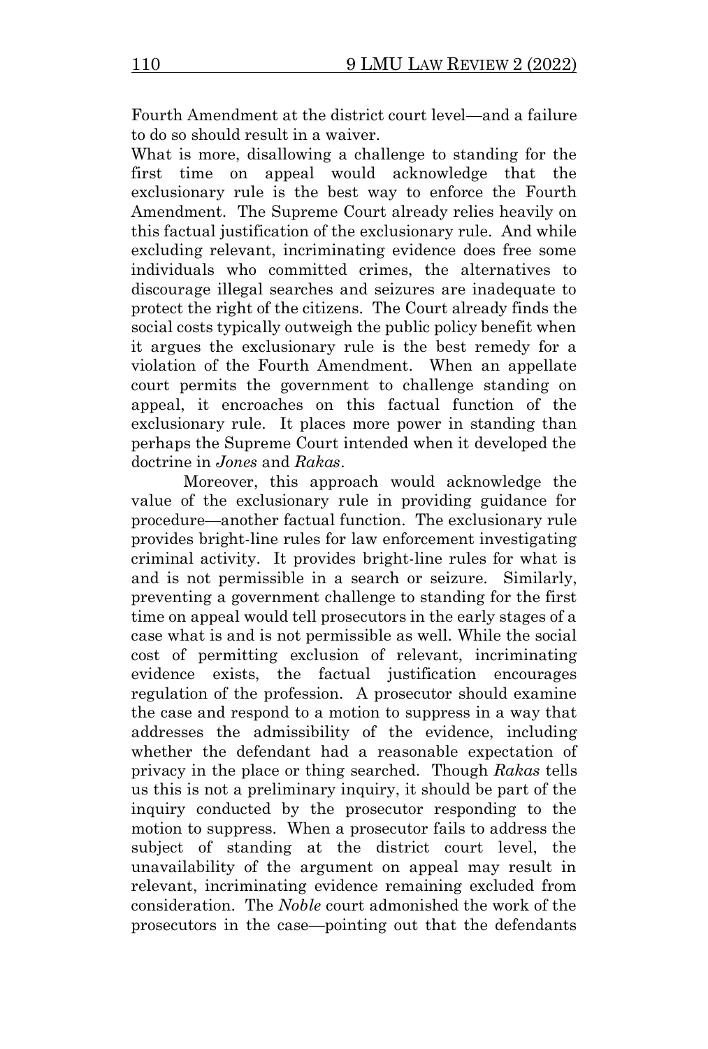Fourth Amendment at the district court level—and a failure to do so should result in a waiver.

What is more, disallowing a challenge to standing for the first time on appeal would acknowledge that the exclusionary rule is the best way to enforce the Fourth Amendment. The Supreme Court already relies heavily on this factual justification of the exclusionary rule. And while excluding relevant, incriminating evidence does free some individuals who committed crimes, the alternatives to discourage illegal searches and seizures are inadequate to protect the right of the citizens. The Court already finds the social costs typically outweigh the public policy benefit when it argues the exclusionary rule is the best remedy for a violation of the Fourth Amendment. When an appellate court permits the government to challenge standing on appeal, it encroaches on this factual function of the exclusionary rule. It places more power in standing than perhaps the Supreme Court intended when it developed the doctrine in *Jones* and *Rakas*.

Moreover, this approach would acknowledge the value of the exclusionary rule in providing guidance for procedure—another factual function. The exclusionary rule provides bright-line rules for law enforcement investigating criminal activity. It provides bright-line rules for what is and is not permissible in a search or seizure. Similarly, preventing a government challenge to standing for the first time on appeal would tell prosecutors in the early stages of a case what is and is not permissible as well. While the social cost of permitting exclusion of relevant, incriminating evidence exists, the factual justification encourages regulation of the profession. A prosecutor should examine the case and respond to a motion to suppress in a way that addresses the admissibility of the evidence, including whether the defendant had a reasonable expectation of privacy in the place or thing searched. Though *Rakas* tells us this is not a preliminary inquiry, it should be part of the inquiry conducted by the prosecutor responding to the motion to suppress. When a prosecutor fails to address the subject of standing at the district court level, the unavailability of the argument on appeal may result in relevant, incriminating evidence remaining excluded from consideration. The *Noble* court admonished the work of the prosecutors in the case—pointing out that the defendants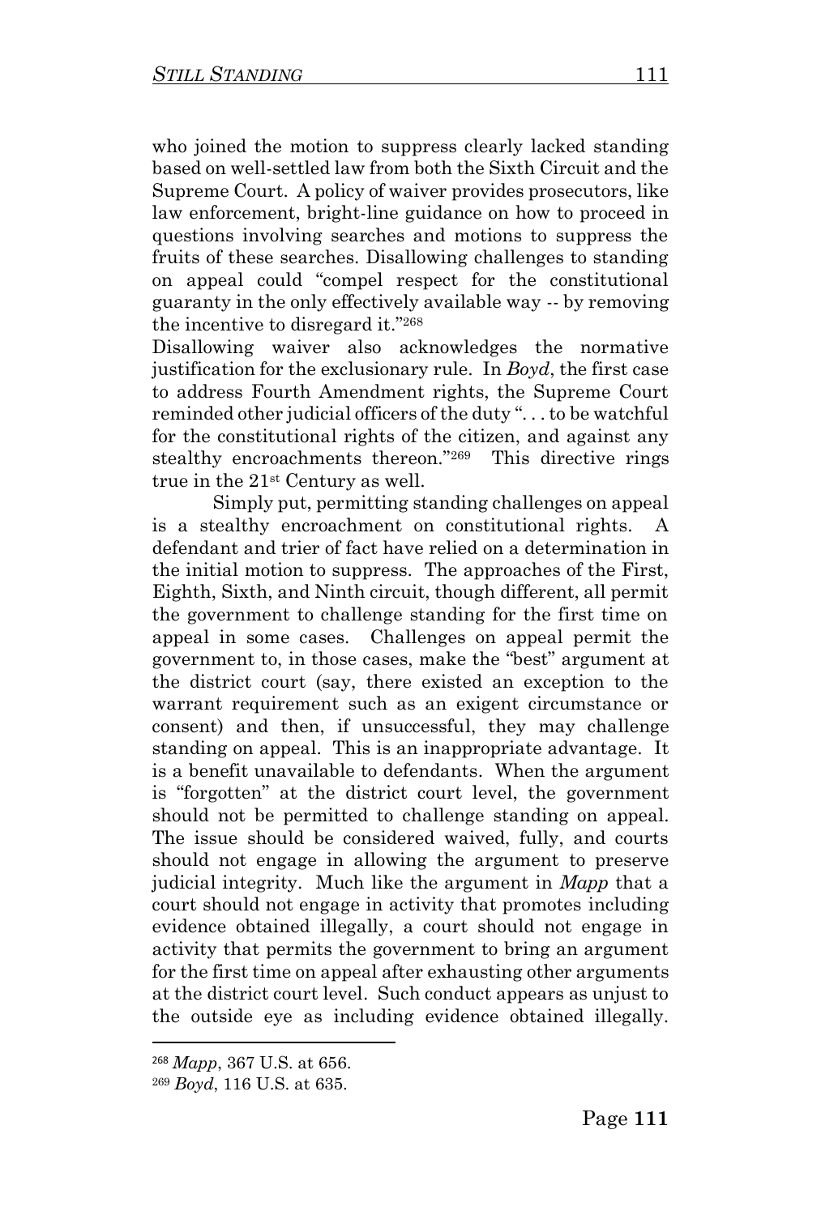who joined the motion to suppress clearly lacked standing based on well-settled law from both the Sixth Circuit and the Supreme Court. A policy of waiver provides prosecutors, like law enforcement, bright-line guidance on how to proceed in questions involving searches and motions to suppress the fruits of these searches. Disallowing challenges to standing on appeal could "compel respect for the constitutional guaranty in the only effectively available way -- by removing the incentive to disregard it."[268]

Disallowing waiver also acknowledges the normative justification for the exclusionary rule. In *Boyd*, the first case to address Fourth Amendment rights, the Supreme Court reminded other judicial officers of the duty ". . . to be watchful for the constitutional rights of the citizen, and against any stealthy encroachments thereon."[269] This directive rings true in the 21st Century as well.

Simply put, permitting standing challenges on appeal is a stealthy encroachment on constitutional rights. A defendant and trier of fact have relied on a determination in the initial motion to suppress. The approaches of the First, Eighth, Sixth, and Ninth circuit, though different, all permit the government to challenge standing for the first time on appeal in some cases. Challenges on appeal permit the government to, in those cases, make the "best" argument at the district court (say, there existed an exception to the warrant requirement such as an exigent circumstance or consent) and then, if unsuccessful, they may challenge standing on appeal. This is an inappropriate advantage. It is a benefit unavailable to defendants. When the argument is "forgotten" at the district court level, the government should not be permitted to challenge standing on appeal. The issue should be considered waived, fully, and courts should not engage in allowing the argument to preserve judicial integrity. Much like the argument in *Mapp* that a court should not engage in activity that promotes including evidence obtained illegally, a court should not engage in activity that permits the government to bring an argument for the first time on appeal after exhausting other arguments at the district court level. Such conduct appears as unjust to the outside eye as including evidence obtained illegally.

---

[268] *Mapp*, 367 U.S. at 656.

[269] *Boyd*, 116 U.S. at 635.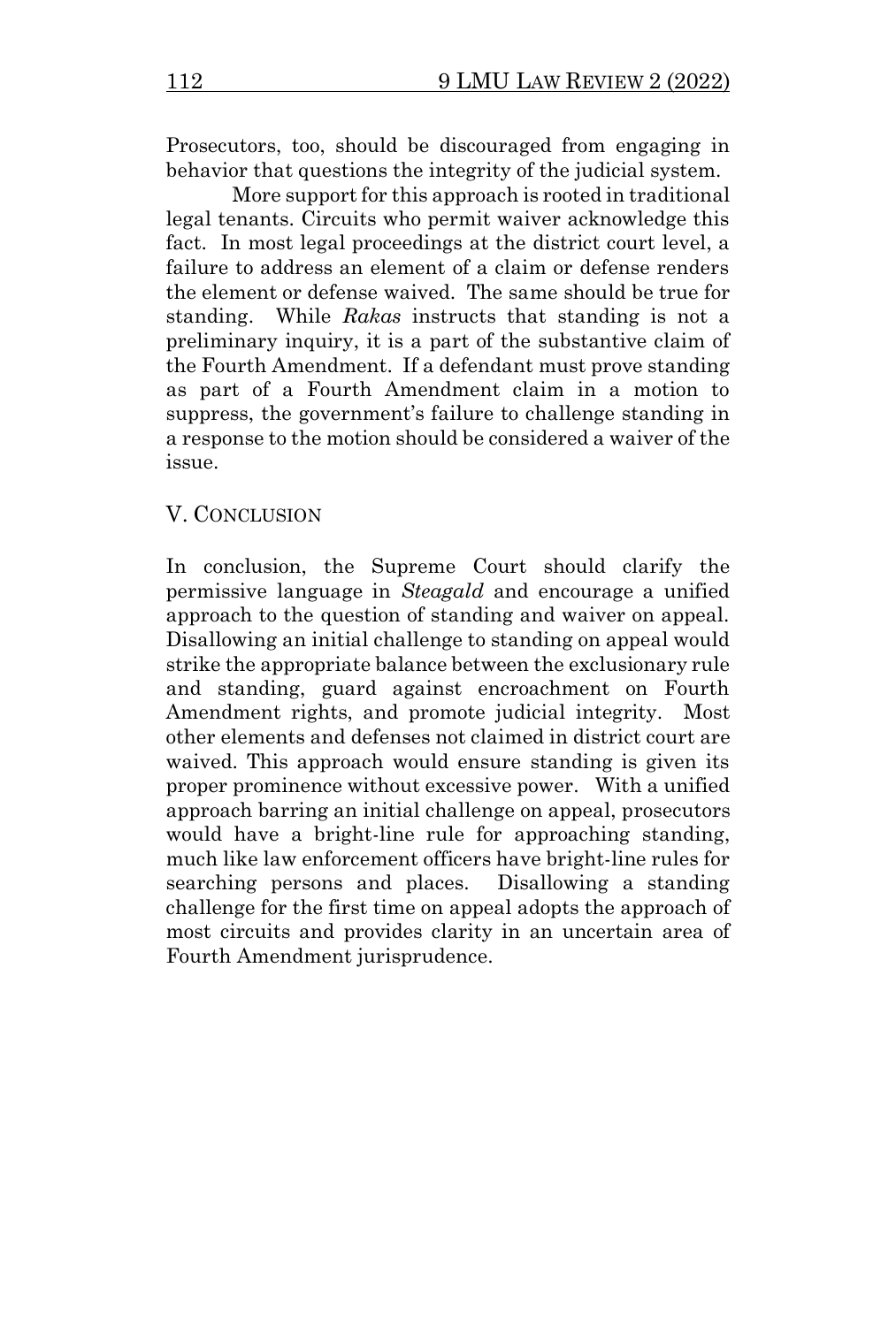Prosecutors, too, should be discouraged from engaging in behavior that questions the integrity of the judicial system.

More support for this approach is rooted in traditional legal tenants. Circuits who permit waiver acknowledge this fact. In most legal proceedings at the district court level, a failure to address an element of a claim or defense renders the element or defense waived. The same should be true for standing. While *Rakas* instructs that standing is not a preliminary inquiry, it is a part of the substantive claim of the Fourth Amendment. If a defendant must prove standing as part of a Fourth Amendment claim in a motion to suppress, the government's failure to challenge standing in a response to the motion should be considered a waiver of the issue.

## V. CONCLUSION

In conclusion, the Supreme Court should clarify the permissive language in *Steagald* and encourage a unified approach to the question of standing and waiver on appeal. Disallowing an initial challenge to standing on appeal would strike the appropriate balance between the exclusionary rule and standing, guard against encroachment on Fourth Amendment rights, and promote judicial integrity. Most other elements and defenses not claimed in district court are waived. This approach would ensure standing is given its proper prominence without excessive power. With a unified approach barring an initial challenge on appeal, prosecutors would have a bright-line rule for approaching standing, much like law enforcement officers have bright-line rules for searching persons and places. Disallowing a standing challenge for the first time on appeal adopts the approach of most circuits and provides clarity in an uncertain area of Fourth Amendment jurisprudence.